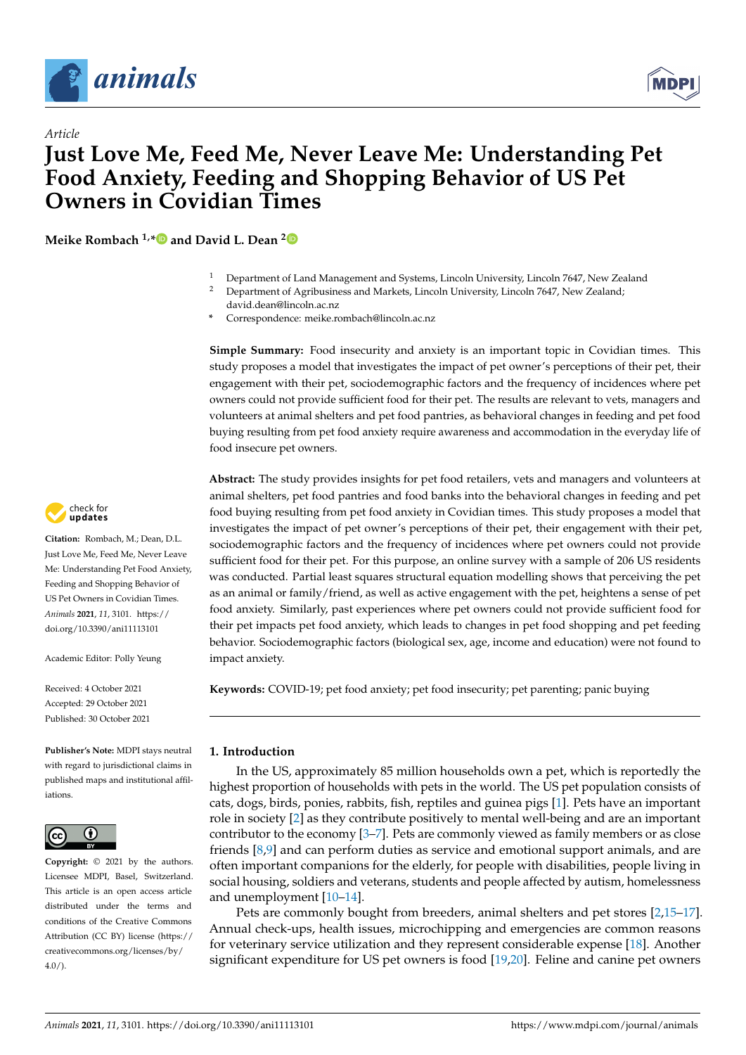*Article*

# Just Love Me, Feed Me, Never Leave Me: Understanding Pet Food Anxiety, Feeding and Shopping Behavior of US Pet Owners in Covidian Times

**Meike Rombach [1,*] and David L. Dean [2]**

[1] Department of Land Management and Systems, Lincoln University, Lincoln 7647, New Zealand
[2] Department of Agribusiness and Markets, Lincoln University, Lincoln 7647, New Zealand; david.dean@lincoln.ac.nz
* Correspondence: meike.rombach@lincoln.ac.nz

**Simple Summary:** Food insecurity and anxiety is an important topic in Covidian times. This study proposes a model that investigates the impact of pet owner's perceptions of their pet, their engagement with their pet, sociodemographic factors and the frequency of incidences where pet owners could not provide sufficient food for their pet. The results are relevant to vets, managers and volunteers at animal shelters and pet food pantries, as behavioral changes in feeding and pet food buying resulting from pet food anxiety require awareness and accommodation in the everyday life of food insecure pet owners.

**Abstract:** The study provides insights for pet food retailers, vets and managers and volunteers at animal shelters, pet food pantries and food banks into the behavioral changes in feeding and pet food buying resulting from pet food anxiety in Covidian times. This study proposes a model that investigates the impact of pet owner's perceptions of their pet, their engagement with their pet, sociodemographic factors and the frequency of incidences where pet owners could not provide sufficient food for their pet. For this purpose, an online survey with a sample of 206 US residents was conducted. Partial least squares structural equation modelling shows that perceiving the pet as an animal or family/friend, as well as active engagement with the pet, heightens a sense of pet food anxiety. Similarly, past experiences where pet owners could not provide sufficient food for their pet impacts pet food anxiety, which leads to changes in pet food shopping and pet feeding behavior. Sociodemographic factors (biological sex, age, income and education) were not found to impact anxiety.

**Keywords:** COVID-19; pet food anxiety; pet food insecurity; pet parenting; panic buying

**Citation:** Rombach, M.; Dean, D.L. Just Love Me, Feed Me, Never Leave Me: Understanding Pet Food Anxiety, Feeding and Shopping Behavior of US Pet Owners in Covidian Times. *Animals* **2021**, *11*, 3101. https://doi.org/10.3390/ani11113101

Academic Editor: Polly Yeung

Received: 4 October 2021
Accepted: 29 October 2021
Published: 30 October 2021

**Publisher's Note:** MDPI stays neutral with regard to jurisdictional claims in published maps and institutional affiliations.

**Copyright:** © 2021 by the authors. Licensee MDPI, Basel, Switzerland. This article is an open access article distributed under the terms and conditions of the Creative Commons Attribution (CC BY) license (https://creativecommons.org/licenses/by/4.0/).

## 1. Introduction

In the US, approximately 85 million households own a pet, which is reportedly the highest proportion of households with pets in the world. The US pet population consists of cats, dogs, birds, ponies, rabbits, fish, reptiles and guinea pigs [1]. Pets have an important role in society [2] as they contribute positively to mental well-being and are an important contributor to the economy [3–7]. Pets are commonly viewed as family members or as close friends [8,9] and can perform duties as service and emotional support animals, and are often important companions for the elderly, for people with disabilities, people living in social housing, soldiers and veterans, students and people affected by autism, homelessness and unemployment [10–14].

Pets are commonly bought from breeders, animal shelters and pet stores [2,15–17]. Annual check-ups, health issues, microchipping and emergencies are common reasons for veterinary service utilization and they represent considerable expense [18]. Another significant expenditure for US pet owners is food [19,20]. Feline and canine pet owners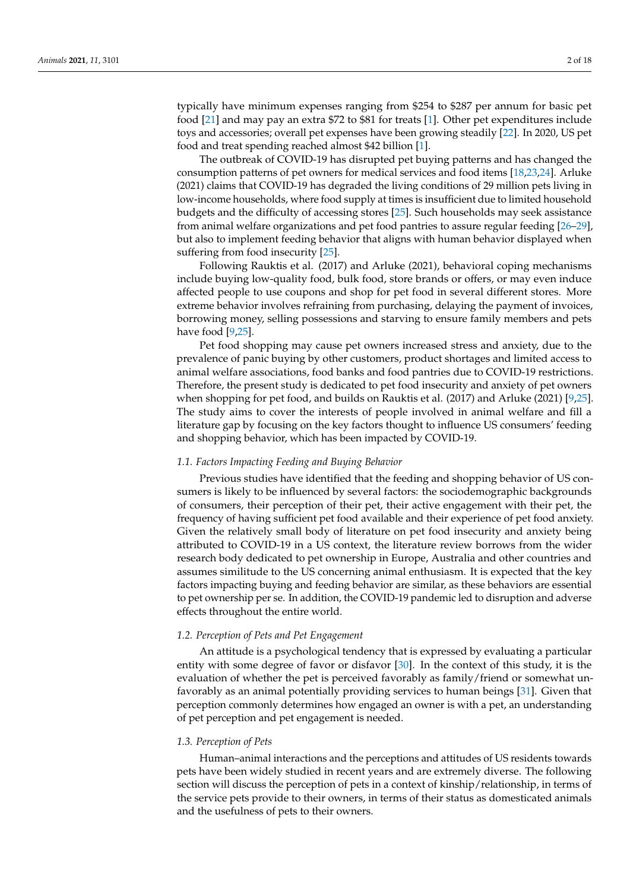typically have minimum expenses ranging from $254 to $287 per annum for basic pet food [21] and may pay an extra $72 to $81 for treats [1]. Other pet expenditures include toys and accessories; overall pet expenses have been growing steadily [22]. In 2020, US pet food and treat spending reached almost $42 billion [1].

The outbreak of COVID-19 has disrupted pet buying patterns and has changed the consumption patterns of pet owners for medical services and food items [18,23,24]. Arluke (2021) claims that COVID-19 has degraded the living conditions of 29 million pets living in low-income households, where food supply at times is insufficient due to limited household budgets and the difficulty of accessing stores [25]. Such households may seek assistance from animal welfare organizations and pet food pantries to assure regular feeding [26–29], but also to implement feeding behavior that aligns with human behavior displayed when suffering from food insecurity [25].

Following Rauktis et al. (2017) and Arluke (2021), behavioral coping mechanisms include buying low-quality food, bulk food, store brands or offers, or may even induce affected people to use coupons and shop for pet food in several different stores. More extreme behavior involves refraining from purchasing, delaying the payment of invoices, borrowing money, selling possessions and starving to ensure family members and pets have food [9,25].

Pet food shopping may cause pet owners increased stress and anxiety, due to the prevalence of panic buying by other customers, product shortages and limited access to animal welfare associations, food banks and food pantries due to COVID-19 restrictions. Therefore, the present study is dedicated to pet food insecurity and anxiety of pet owners when shopping for pet food, and builds on Rauktis et al. (2017) and Arluke (2021) [9,25]. The study aims to cover the interests of people involved in animal welfare and fill a literature gap by focusing on the key factors thought to influence US consumers' feeding and shopping behavior, which has been impacted by COVID-19.

### *1.1. Factors Impacting Feeding and Buying Behavior*

Previous studies have identified that the feeding and shopping behavior of US consumers is likely to be influenced by several factors: the sociodemographic backgrounds of consumers, their perception of their pet, their active engagement with their pet, the frequency of having sufficient pet food available and their experience of pet food anxiety. Given the relatively small body of literature on pet food insecurity and anxiety being attributed to COVID-19 in a US context, the literature review borrows from the wider research body dedicated to pet ownership in Europe, Australia and other countries and assumes similitude to the US concerning animal enthusiasm. It is expected that the key factors impacting buying and feeding behavior are similar, as these behaviors are essential to pet ownership per se. In addition, the COVID-19 pandemic led to disruption and adverse effects throughout the entire world.

### *1.2. Perception of Pets and Pet Engagement*

An attitude is a psychological tendency that is expressed by evaluating a particular entity with some degree of favor or disfavor [30]. In the context of this study, it is the evaluation of whether the pet is perceived favorably as family/friend or somewhat unfavorably as an animal potentially providing services to human beings [31]. Given that perception commonly determines how engaged an owner is with a pet, an understanding of pet perception and pet engagement is needed.

### *1.3. Perception of Pets*

Human–animal interactions and the perceptions and attitudes of US residents towards pets have been widely studied in recent years and are extremely diverse. The following section will discuss the perception of pets in a context of kinship/relationship, in terms of the service pets provide to their owners, in terms of their status as domesticated animals and the usefulness of pets to their owners.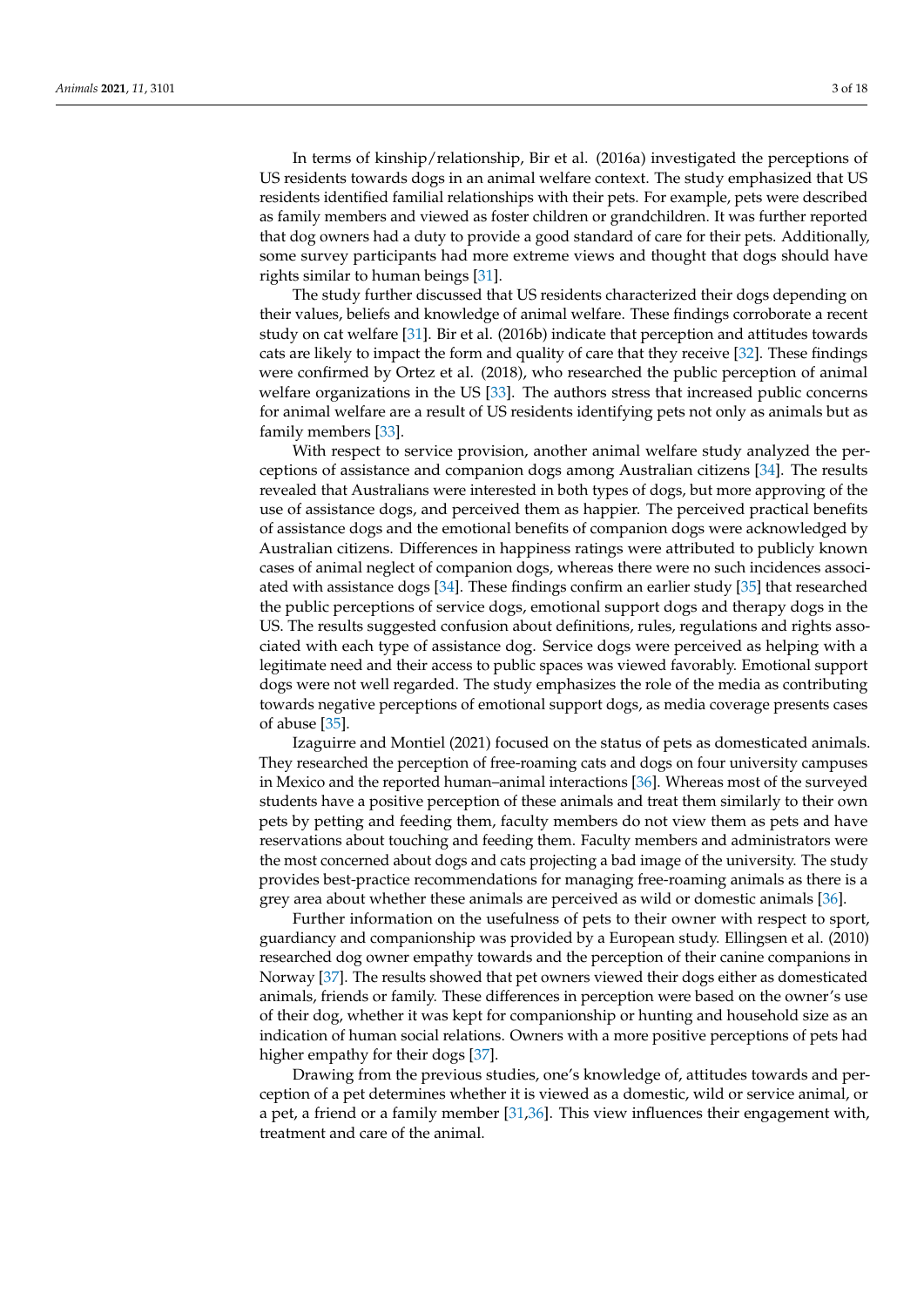In terms of kinship/relationship, Bir et al. (2016a) investigated the perceptions of US residents towards dogs in an animal welfare context. The study emphasized that US residents identified familial relationships with their pets. For example, pets were described as family members and viewed as foster children or grandchildren. It was further reported that dog owners had a duty to provide a good standard of care for their pets. Additionally, some survey participants had more extreme views and thought that dogs should have rights similar to human beings [31].

The study further discussed that US residents characterized their dogs depending on their values, beliefs and knowledge of animal welfare. These findings corroborate a recent study on cat welfare [31]. Bir et al. (2016b) indicate that perception and attitudes towards cats are likely to impact the form and quality of care that they receive [32]. These findings were confirmed by Ortez et al. (2018), who researched the public perception of animal welfare organizations in the US [33]. The authors stress that increased public concerns for animal welfare are a result of US residents identifying pets not only as animals but as family members [33].

With respect to service provision, another animal welfare study analyzed the perceptions of assistance and companion dogs among Australian citizens [34]. The results revealed that Australians were interested in both types of dogs, but more approving of the use of assistance dogs, and perceived them as happier. The perceived practical benefits of assistance dogs and the emotional benefits of companion dogs were acknowledged by Australian citizens. Differences in happiness ratings were attributed to publicly known cases of animal neglect of companion dogs, whereas there were no such incidences associated with assistance dogs [34]. These findings confirm an earlier study [35] that researched the public perceptions of service dogs, emotional support dogs and therapy dogs in the US. The results suggested confusion about definitions, rules, regulations and rights associated with each type of assistance dog. Service dogs were perceived as helping with a legitimate need and their access to public spaces was viewed favorably. Emotional support dogs were not well regarded. The study emphasizes the role of the media as contributing towards negative perceptions of emotional support dogs, as media coverage presents cases of abuse [35].

Izaguirre and Montiel (2021) focused on the status of pets as domesticated animals. They researched the perception of free-roaming cats and dogs on four university campuses in Mexico and the reported human–animal interactions [36]. Whereas most of the surveyed students have a positive perception of these animals and treat them similarly to their own pets by petting and feeding them, faculty members do not view them as pets and have reservations about touching and feeding them. Faculty members and administrators were the most concerned about dogs and cats projecting a bad image of the university. The study provides best-practice recommendations for managing free-roaming animals as there is a grey area about whether these animals are perceived as wild or domestic animals [36].

Further information on the usefulness of pets to their owner with respect to sport, guardiancy and companionship was provided by a European study. Ellingsen et al. (2010) researched dog owner empathy towards and the perception of their canine companions in Norway [37]. The results showed that pet owners viewed their dogs either as domesticated animals, friends or family. These differences in perception were based on the owner's use of their dog, whether it was kept for companionship or hunting and household size as an indication of human social relations. Owners with a more positive perceptions of pets had higher empathy for their dogs [37].

Drawing from the previous studies, one's knowledge of, attitudes towards and perception of a pet determines whether it is viewed as a domestic, wild or service animal, or a pet, a friend or a family member [31,36]. This view influences their engagement with, treatment and care of the animal.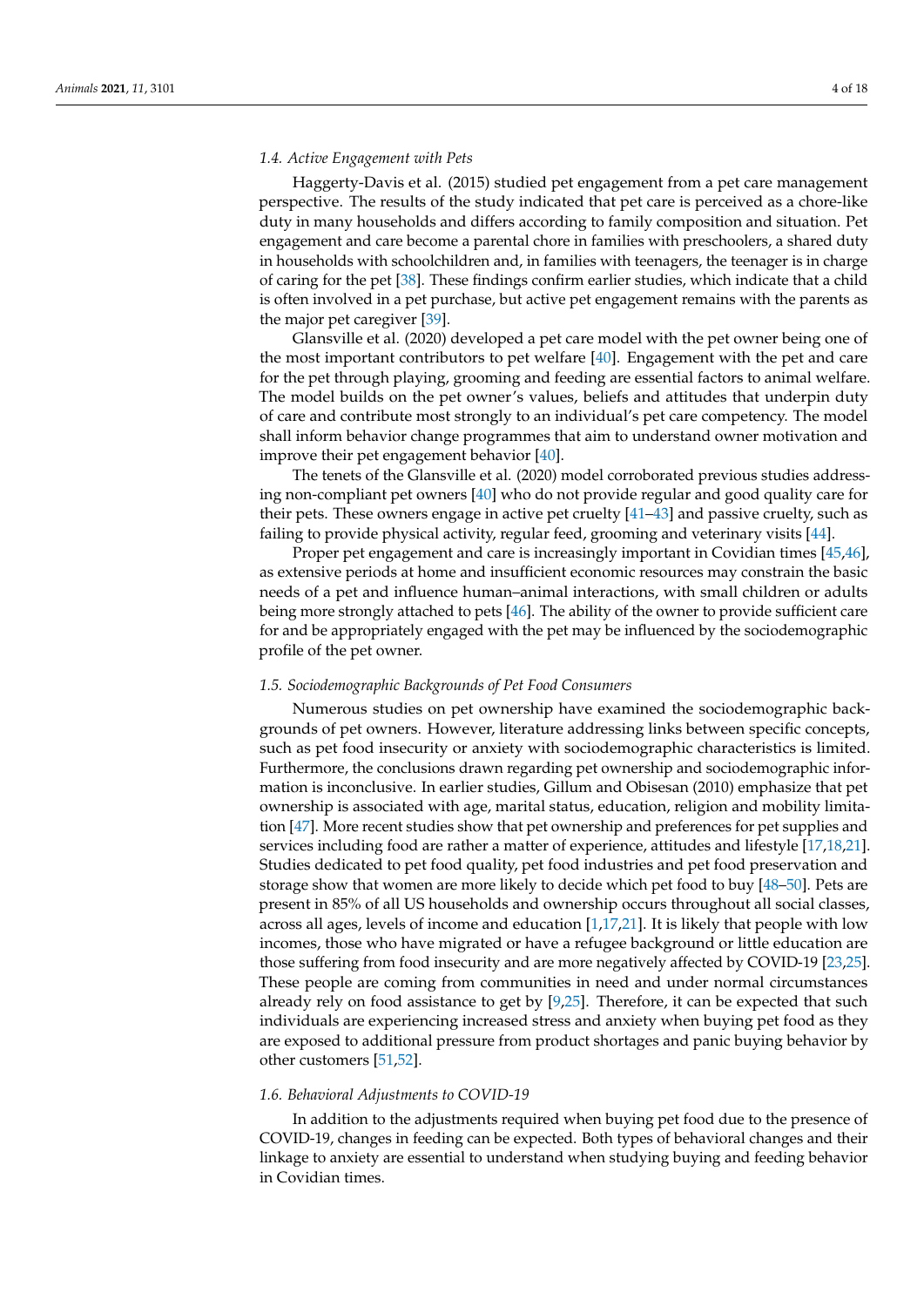### 1.4. Active Engagement with Pets

Haggerty-Davis et al. (2015) studied pet engagement from a pet care management perspective. The results of the study indicated that pet care is perceived as a chore-like duty in many households and differs according to family composition and situation. Pet engagement and care become a parental chore in families with preschoolers, a shared duty in households with schoolchildren and, in families with teenagers, the teenager is in charge of caring for the pet [38]. These findings confirm earlier studies, which indicate that a child is often involved in a pet purchase, but active pet engagement remains with the parents as the major pet caregiver [39].

Glansville et al. (2020) developed a pet care model with the pet owner being one of the most important contributors to pet welfare [40]. Engagement with the pet and care for the pet through playing, grooming and feeding are essential factors to animal welfare. The model builds on the pet owner's values, beliefs and attitudes that underpin duty of care and contribute most strongly to an individual's pet care competency. The model shall inform behavior change programmes that aim to understand owner motivation and improve their pet engagement behavior [40].

The tenets of the Glansville et al. (2020) model corroborated previous studies addressing non-compliant pet owners [40] who do not provide regular and good quality care for their pets. These owners engage in active pet cruelty [41–43] and passive cruelty, such as failing to provide physical activity, regular feed, grooming and veterinary visits [44].

Proper pet engagement and care is increasingly important in Covidian times [45,46], as extensive periods at home and insufficient economic resources may constrain the basic needs of a pet and influence human–animal interactions, with small children or adults being more strongly attached to pets [46]. The ability of the owner to provide sufficient care for and be appropriately engaged with the pet may be influenced by the sociodemographic profile of the pet owner.

### 1.5. Sociodemographic Backgrounds of Pet Food Consumers

Numerous studies on pet ownership have examined the sociodemographic backgrounds of pet owners. However, literature addressing links between specific concepts, such as pet food insecurity or anxiety with sociodemographic characteristics is limited. Furthermore, the conclusions drawn regarding pet ownership and sociodemographic information is inconclusive. In earlier studies, Gillum and Obisesan (2010) emphasize that pet ownership is associated with age, marital status, education, religion and mobility limitation [47]. More recent studies show that pet ownership and preferences for pet supplies and services including food are rather a matter of experience, attitudes and lifestyle [17,18,21]. Studies dedicated to pet food quality, pet food industries and pet food preservation and storage show that women are more likely to decide which pet food to buy [48–50]. Pets are present in 85% of all US households and ownership occurs throughout all social classes, across all ages, levels of income and education [1,17,21]. It is likely that people with low incomes, those who have migrated or have a refugee background or little education are those suffering from food insecurity and are more negatively affected by COVID-19 [23,25]. These people are coming from communities in need and under normal circumstances already rely on food assistance to get by [9,25]. Therefore, it can be expected that such individuals are experiencing increased stress and anxiety when buying pet food as they are exposed to additional pressure from product shortages and panic buying behavior by other customers [51,52].

### 1.6. Behavioral Adjustments to COVID-19

In addition to the adjustments required when buying pet food due to the presence of COVID-19, changes in feeding can be expected. Both types of behavioral changes and their linkage to anxiety are essential to understand when studying buying and feeding behavior in Covidian times.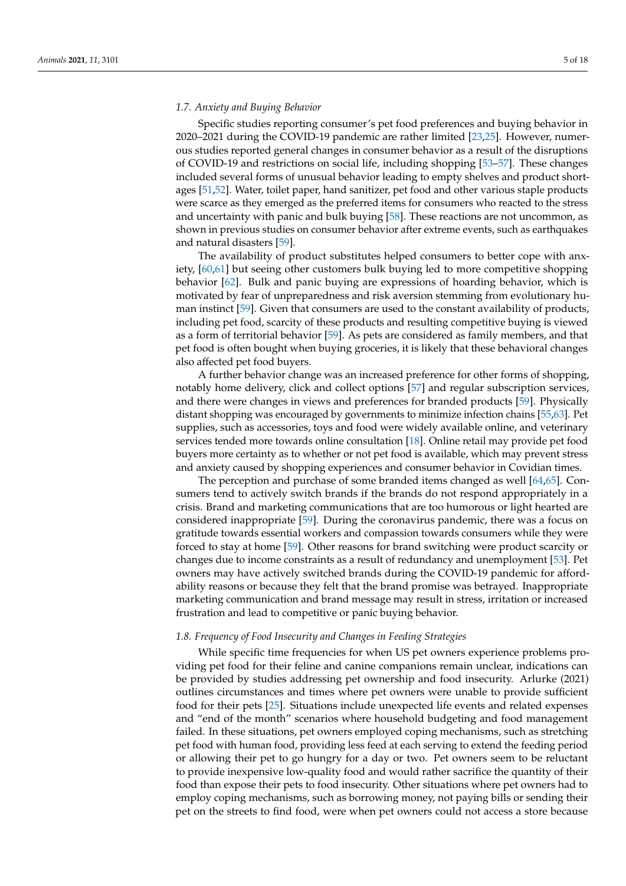### 1.7. Anxiety and Buying Behavior

Specific studies reporting consumer's pet food preferences and buying behavior in 2020–2021 during the COVID-19 pandemic are rather limited [23,25]. However, numerous studies reported general changes in consumer behavior as a result of the disruptions of COVID-19 and restrictions on social life, including shopping [53–57]. These changes included several forms of unusual behavior leading to empty shelves and product shortages [51,52]. Water, toilet paper, hand sanitizer, pet food and other various staple products were scarce as they emerged as the preferred items for consumers who reacted to the stress and uncertainty with panic and bulk buying [58]. These reactions are not uncommon, as shown in previous studies on consumer behavior after extreme events, such as earthquakes and natural disasters [59].

The availability of product substitutes helped consumers to better cope with anxiety, [60,61] but seeing other customers bulk buying led to more competitive shopping behavior [62]. Bulk and panic buying are expressions of hoarding behavior, which is motivated by fear of unpreparedness and risk aversion stemming from evolutionary human instinct [59]. Given that consumers are used to the constant availability of products, including pet food, scarcity of these products and resulting competitive buying is viewed as a form of territorial behavior [59]. As pets are considered as family members, and that pet food is often bought when buying groceries, it is likely that these behavioral changes also affected pet food buyers.

A further behavior change was an increased preference for other forms of shopping, notably home delivery, click and collect options [57] and regular subscription services, and there were changes in views and preferences for branded products [59]. Physically distant shopping was encouraged by governments to minimize infection chains [55,63]. Pet supplies, such as accessories, toys and food were widely available online, and veterinary services tended more towards online consultation [18]. Online retail may provide pet food buyers more certainty as to whether or not pet food is available, which may prevent stress and anxiety caused by shopping experiences and consumer behavior in Covidian times.

The perception and purchase of some branded items changed as well [64,65]. Consumers tend to actively switch brands if the brands do not respond appropriately in a crisis. Brand and marketing communications that are too humorous or light hearted are considered inappropriate [59]. During the coronavirus pandemic, there was a focus on gratitude towards essential workers and compassion towards consumers while they were forced to stay at home [59]. Other reasons for brand switching were product scarcity or changes due to income constraints as a result of redundancy and unemployment [53]. Pet owners may have actively switched brands during the COVID-19 pandemic for affordability reasons or because they felt that the brand promise was betrayed. Inappropriate marketing communication and brand message may result in stress, irritation or increased frustration and lead to competitive or panic buying behavior.

### 1.8. Frequency of Food Insecurity and Changes in Feeding Strategies

While specific time frequencies for when US pet owners experience problems providing pet food for their feline and canine companions remain unclear, indications can be provided by studies addressing pet ownership and food insecurity. Arlurke (2021) outlines circumstances and times where pet owners were unable to provide sufficient food for their pets [25]. Situations include unexpected life events and related expenses and "end of the month" scenarios where household budgeting and food management failed. In these situations, pet owners employed coping mechanisms, such as stretching pet food with human food, providing less feed at each serving to extend the feeding period or allowing their pet to go hungry for a day or two. Pet owners seem to be reluctant to provide inexpensive low-quality food and would rather sacrifice the quantity of their food than expose their pets to food insecurity. Other situations where pet owners had to employ coping mechanisms, such as borrowing money, not paying bills or sending their pet on the streets to find food, were when pet owners could not access a store because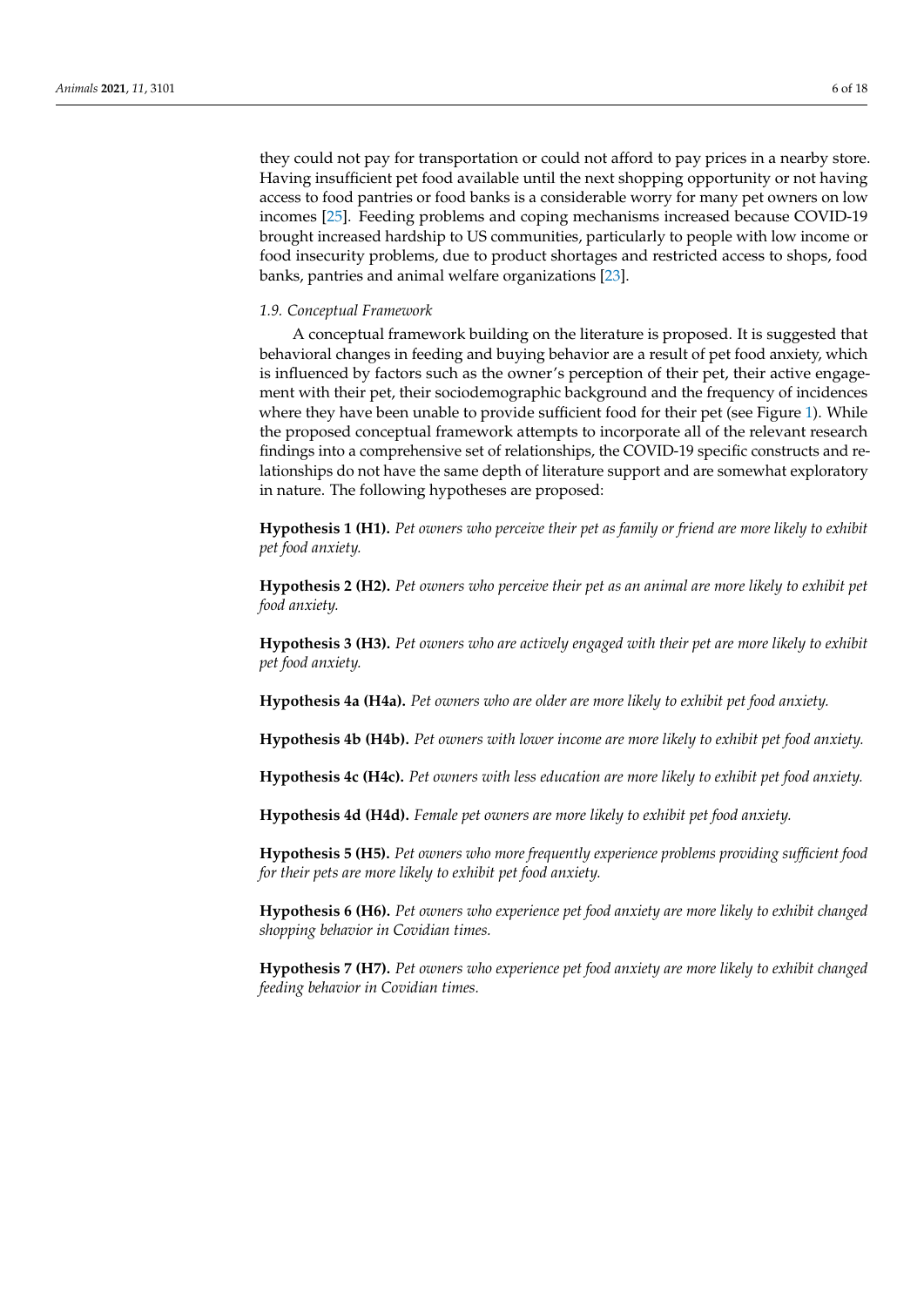they could not pay for transportation or could not afford to pay prices in a nearby store. Having insufficient pet food available until the next shopping opportunity or not having access to food pantries or food banks is a considerable worry for many pet owners on low incomes [25]. Feeding problems and coping mechanisms increased because COVID-19 brought increased hardship to US communities, particularly to people with low income or food insecurity problems, due to product shortages and restricted access to shops, food banks, pantries and animal welfare organizations [23].

### *1.9. Conceptual Framework*

A conceptual framework building on the literature is proposed. It is suggested that behavioral changes in feeding and buying behavior are a result of pet food anxiety, which is influenced by factors such as the owner's perception of their pet, their active engagement with their pet, their sociodemographic background and the frequency of incidences where they have been unable to provide sufficient food for their pet (see Figure 1). While the proposed conceptual framework attempts to incorporate all of the relevant research findings into a comprehensive set of relationships, the COVID-19 specific constructs and relationships do not have the same depth of literature support and are somewhat exploratory in nature. The following hypotheses are proposed:

**Hypothesis 1 (H1).** *Pet owners who perceive their pet as family or friend are more likely to exhibit pet food anxiety.*

**Hypothesis 2 (H2).** *Pet owners who perceive their pet as an animal are more likely to exhibit pet food anxiety.*

**Hypothesis 3 (H3).** *Pet owners who are actively engaged with their pet are more likely to exhibit pet food anxiety.*

**Hypothesis 4a (H4a).** *Pet owners who are older are more likely to exhibit pet food anxiety.*

**Hypothesis 4b (H4b).** *Pet owners with lower income are more likely to exhibit pet food anxiety.*

**Hypothesis 4c (H4c).** *Pet owners with less education are more likely to exhibit pet food anxiety.*

**Hypothesis 4d (H4d).** *Female pet owners are more likely to exhibit pet food anxiety.*

**Hypothesis 5 (H5).** *Pet owners who more frequently experience problems providing sufficient food for their pets are more likely to exhibit pet food anxiety.*

**Hypothesis 6 (H6).** *Pet owners who experience pet food anxiety are more likely to exhibit changed shopping behavior in Covidian times.*

**Hypothesis 7 (H7).** *Pet owners who experience pet food anxiety are more likely to exhibit changed feeding behavior in Covidian times.*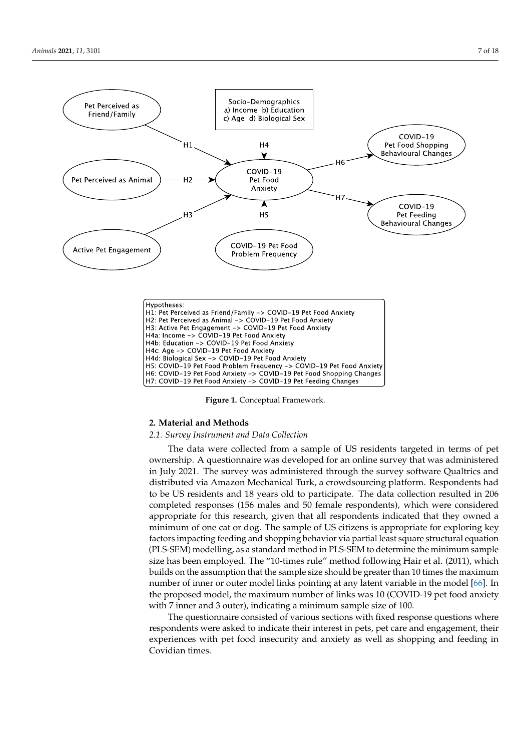Hypotheses:
H1: Pet Perceived as Friend/Family -> COVID-19 Pet Food Anxiety
H2: Pet Perceived as Animal -> COVID-19 Pet Food Anxiety
H3: Active Pet Engagement -> COVID-19 Pet Food Anxiety
H4a: Income -> COVID-19 Pet Food Anxiety
H4b: Education -> COVID-19 Pet Food Anxiety
H4c: Age -> COVID-19 Pet Food Anxiety
H4d: Biological Sex -> COVID-19 Pet Food Anxiety
H5: COVID-19 Pet Food Problem Frequency -> COVID-19 Pet Food Anxiety
H6: COVID-19 Pet Food Anxiety -> COVID-19 Pet Food Shopping Changes
H7: COVID-19 Pet Food Anxiety -> COVID-19 Pet Feeding Changes

**Figure 1.** Conceptual Framework.

## 2. Material and Methods

### *2.1. Survey Instrument and Data Collection*

The data were collected from a sample of US residents targeted in terms of pet ownership. A questionnaire was developed for an online survey that was administered in July 2021. The survey was administered through the survey software Qualtrics and distributed via Amazon Mechanical Turk, a crowdsourcing platform. Respondents had to be US residents and 18 years old to participate. The data collection resulted in 206 completed responses (156 males and 50 female respondents), which were considered appropriate for this research, given that all respondents indicated that they owned a minimum of one cat or dog. The sample of US citizens is appropriate for exploring key factors impacting feeding and shopping behavior via partial least square structural equation (PLS-SEM) modelling, as a standard method in PLS-SEM to determine the minimum sample size has been employed. The "10-times rule" method following Hair et al. (2011), which builds on the assumption that the sample size should be greater than 10 times the maximum number of inner or outer model links pointing at any latent variable in the model [66]. In the proposed model, the maximum number of links was 10 (COVID-19 pet food anxiety with 7 inner and 3 outer), indicating a minimum sample size of 100.

The questionnaire consisted of various sections with fixed response questions where respondents were asked to indicate their interest in pets, pet care and engagement, their experiences with pet food insecurity and anxiety as well as shopping and feeding in Covidian times.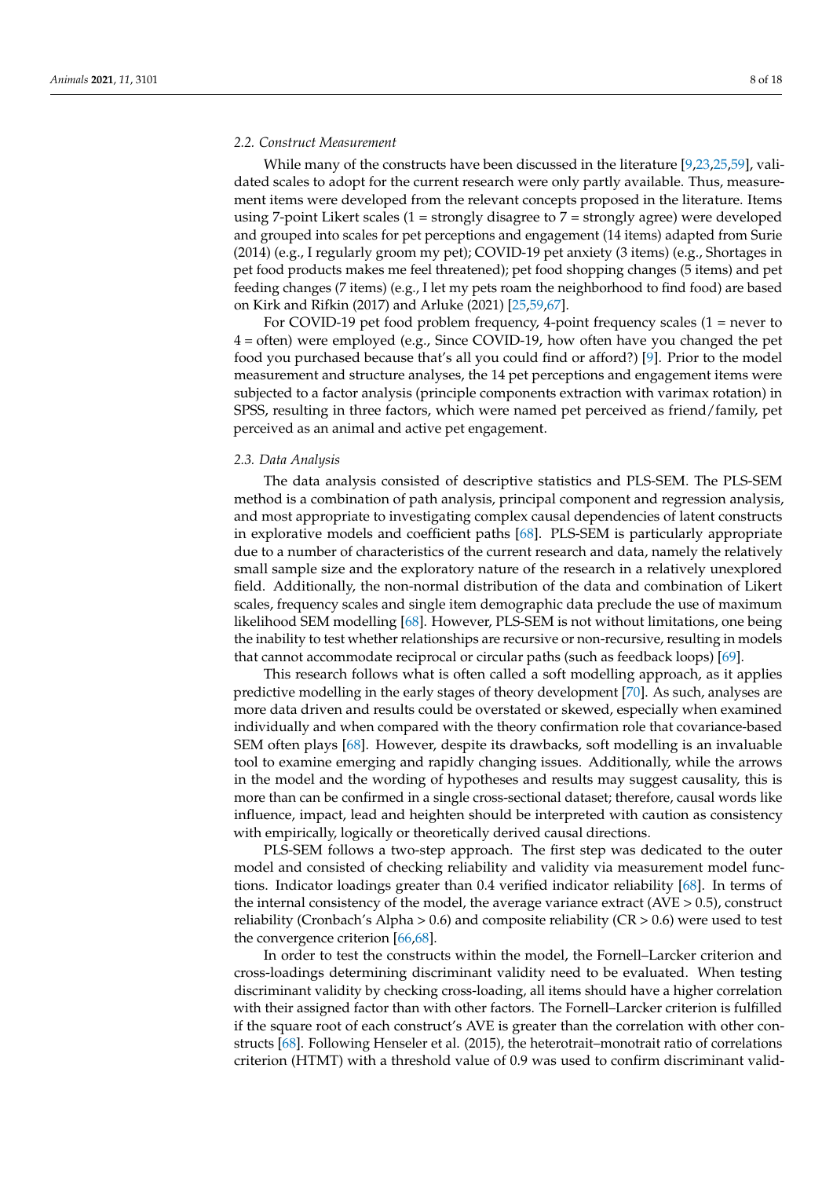### 2.2. Construct Measurement

While many of the constructs have been discussed in the literature [9,23,25,59], validated scales to adopt for the current research were only partly available. Thus, measurement items were developed from the relevant concepts proposed in the literature. Items using 7-point Likert scales (1 = strongly disagree to 7 = strongly agree) were developed and grouped into scales for pet perceptions and engagement (14 items) adapted from Surie (2014) (e.g., I regularly groom my pet); COVID-19 pet anxiety (3 items) (e.g., Shortages in pet food products makes me feel threatened); pet food shopping changes (5 items) and pet feeding changes (7 items) (e.g., I let my pets roam the neighborhood to find food) are based on Kirk and Rifkin (2017) and Arluke (2021) [25,59,67].

For COVID-19 pet food problem frequency, 4-point frequency scales (1 = never to 4 = often) were employed (e.g., Since COVID-19, how often have you changed the pet food you purchased because that's all you could find or afford?) [9]. Prior to the model measurement and structure analyses, the 14 pet perceptions and engagement items were subjected to a factor analysis (principle components extraction with varimax rotation) in SPSS, resulting in three factors, which were named pet perceived as friend/family, pet perceived as an animal and active pet engagement.

### 2.3. Data Analysis

The data analysis consisted of descriptive statistics and PLS-SEM. The PLS-SEM method is a combination of path analysis, principal component and regression analysis, and most appropriate to investigating complex causal dependencies of latent constructs in explorative models and coefficient paths [68]. PLS-SEM is particularly appropriate due to a number of characteristics of the current research and data, namely the relatively small sample size and the exploratory nature of the research in a relatively unexplored field. Additionally, the non-normal distribution of the data and combination of Likert scales, frequency scales and single item demographic data preclude the use of maximum likelihood SEM modelling [68]. However, PLS-SEM is not without limitations, one being the inability to test whether relationships are recursive or non-recursive, resulting in models that cannot accommodate reciprocal or circular paths (such as feedback loops) [69].

This research follows what is often called a soft modelling approach, as it applies predictive modelling in the early stages of theory development [70]. As such, analyses are more data driven and results could be overstated or skewed, especially when examined individually and when compared with the theory confirmation role that covariance-based SEM often plays [68]. However, despite its drawbacks, soft modelling is an invaluable tool to examine emerging and rapidly changing issues. Additionally, while the arrows in the model and the wording of hypotheses and results may suggest causality, this is more than can be confirmed in a single cross-sectional dataset; therefore, causal words like influence, impact, lead and heighten should be interpreted with caution as consistency with empirically, logically or theoretically derived causal directions.

PLS-SEM follows a two-step approach. The first step was dedicated to the outer model and consisted of checking reliability and validity via measurement model functions. Indicator loadings greater than 0.4 verified indicator reliability [68]. In terms of the internal consistency of the model, the average variance extract (AVE > 0.5), construct reliability (Cronbach's Alpha > 0.6) and composite reliability (CR > 0.6) were used to test the convergence criterion [66,68].

In order to test the constructs within the model, the Fornell–Larcker criterion and cross-loadings determining discriminant validity need to be evaluated. When testing discriminant validity by checking cross-loading, all items should have a higher correlation with their assigned factor than with other factors. The Fornell–Larcker criterion is fulfilled if the square root of each construct's AVE is greater than the correlation with other constructs [68]. Following Henseler et al. (2015), the heterotrait–monotrait ratio of correlations criterion (HTMT) with a threshold value of 0.9 was used to confirm discriminant valid-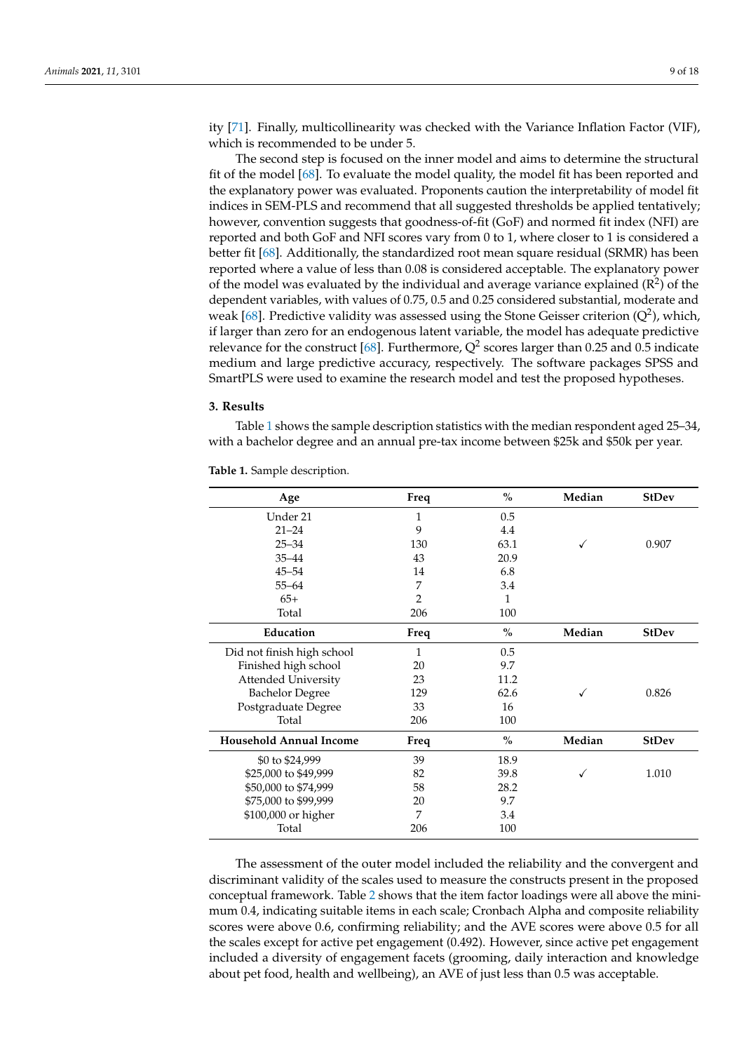ity [71]. Finally, multicollinearity was checked with the Variance Inflation Factor (VIF), which is recommended to be under 5.

The second step is focused on the inner model and aims to determine the structural fit of the model [68]. To evaluate the model quality, the model fit has been reported and the explanatory power was evaluated. Proponents caution the interpretability of model fit indices in SEM-PLS and recommend that all suggested thresholds be applied tentatively; however, convention suggests that goodness-of-fit (GoF) and normed fit index (NFI) are reported and both GoF and NFI scores vary from 0 to 1, where closer to 1 is considered a better fit [68]. Additionally, the standardized root mean square residual (SRMR) has been reported where a value of less than 0.08 is considered acceptable. The explanatory power of the model was evaluated by the individual and average variance explained ($R^2$) of the dependent variables, with values of 0.75, 0.5 and 0.25 considered substantial, moderate and weak [68]. Predictive validity was assessed using the Stone Geisser criterion ($Q^2$), which, if larger than zero for an endogenous latent variable, the model has adequate predictive relevance for the construct [68]. Furthermore, $Q^2$ scores larger than 0.25 and 0.5 indicate medium and large predictive accuracy, respectively. The software packages SPSS and SmartPLS were used to examine the research model and test the proposed hypotheses.

## 3. Results

Table 1 shows the sample description statistics with the median respondent aged 25–34, with a bachelor degree and an annual pre-tax income between $25k and $50k per year.

**Table 1.** Sample description.

| Age | Freq | % | Median | StDev |
|---|---|---|---|---|
| Under 21 | 1 | 0.5 | | |
| 21–24 | 9 | 4.4 | | |
| 25–34 | 130 | 63.1 | ✓ | 0.907 |
| 35–44 | 43 | 20.9 | | |
| 45–54 | 14 | 6.8 | | |
| 55–64 | 7 | 3.4 | | |
| 65+ | 2 | 1 | | |
| Total | 206 | 100 | | |
| **Education** | **Freq** | **%** | **Median** | **StDev** |
| Did not finish high school | 1 | 0.5 | | |
| Finished high school | 20 | 9.7 | | |
| Attended University | 23 | 11.2 | | |
| Bachelor Degree | 129 | 62.6 | ✓ | 0.826 |
| Postgraduate Degree | 33 | 16 | | |
| Total | 206 | 100 | | |
| **Household Annual Income** | **Freq** | **%** | **Median** | **StDev** |
| $0 to $24,999 | 39 | 18.9 | | |
| $25,000 to $49,999 | 82 | 39.8 | ✓ | 1.010 |
| $50,000 to $74,999 | 58 | 28.2 | | |
| $75,000 to $99,999 | 20 | 9.7 | | |
| $100,000 or higher | 7 | 3.4 | | |
| Total | 206 | 100 | | |

The assessment of the outer model included the reliability and the convergent and discriminant validity of the scales used to measure the constructs present in the proposed conceptual framework. Table 2 shows that the item factor loadings were all above the minimum 0.4, indicating suitable items in each scale; Cronbach Alpha and composite reliability scores were above 0.6, confirming reliability; and the AVE scores were above 0.5 for all the scales except for active pet engagement (0.492). However, since active pet engagement included a diversity of engagement facets (grooming, daily interaction and knowledge about pet food, health and wellbeing), an AVE of just less than 0.5 was acceptable.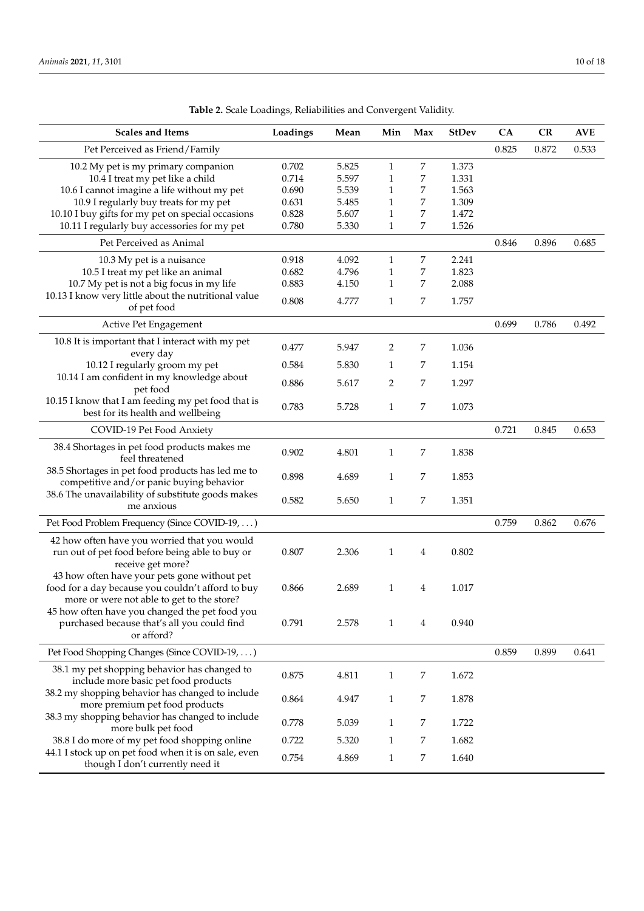**Table 2.** Scale Loadings, Reliabilities and Convergent Validity.

| Scales and Items | Loadings | Mean | Min | Max | StDev | CA | CR | AVE |
|---|---|---|---|---|---|---|---|---|
| Pet Perceived as Friend/Family | | | | | | 0.825 | 0.872 | 0.533 |
| 10.2 My pet is my primary companion | 0.702 | 5.825 | 1 | 7 | 1.373 | | | |
| 10.4 I treat my pet like a child | 0.714 | 5.597 | 1 | 7 | 1.331 | | | |
| 10.6 I cannot imagine a life without my pet | 0.690 | 5.539 | 1 | 7 | 1.563 | | | |
| 10.9 I regularly buy treats for my pet | 0.631 | 5.485 | 1 | 7 | 1.309 | | | |
| 10.10 I buy gifts for my pet on special occasions | 0.828 | 5.607 | 1 | 7 | 1.472 | | | |
| 10.11 I regularly buy accessories for my pet | 0.780 | 5.330 | 1 | 7 | 1.526 | | | |
| Pet Perceived as Animal | | | | | | 0.846 | 0.896 | 0.685 |
| 10.3 My pet is a nuisance | 0.918 | 4.092 | 1 | 7 | 2.241 | | | |
| 10.5 I treat my pet like an animal | 0.682 | 4.796 | 1 | 7 | 1.823 | | | |
| 10.7 My pet is not a big focus in my life | 0.883 | 4.150 | 1 | 7 | 2.088 | | | |
| 10.13 I know very little about the nutritional value of pet food | 0.808 | 4.777 | 1 | 7 | 1.757 | | | |
| Active Pet Engagement | | | | | | 0.699 | 0.786 | 0.492 |
| 10.8 It is important that I interact with my pet every day | 0.477 | 5.947 | 2 | 7 | 1.036 | | | |
| 10.12 I regularly groom my pet | 0.584 | 5.830 | 1 | 7 | 1.154 | | | |
| 10.14 I am confident in my knowledge about pet food | 0.886 | 5.617 | 2 | 7 | 1.297 | | | |
| 10.15 I know that I am feeding my pet food that is best for its health and wellbeing | 0.783 | 5.728 | 1 | 7 | 1.073 | | | |
| COVID-19 Pet Food Anxiety | | | | | | 0.721 | 0.845 | 0.653 |
| 38.4 Shortages in pet food products makes me feel threatened | 0.902 | 4.801 | 1 | 7 | 1.838 | | | |
| 38.5 Shortages in pet food products has led me to competitive and/or panic buying behavior | 0.898 | 4.689 | 1 | 7 | 1.853 | | | |
| 38.6 The unavailability of substitute goods makes me anxious | 0.582 | 5.650 | 1 | 7 | 1.351 | | | |
| Pet Food Problem Frequency (Since COVID-19, ...) | | | | | | 0.759 | 0.862 | 0.676 |
| 42 how often have you worried that you would run out of pet food before being able to buy or receive get more? | 0.807 | 2.306 | 1 | 4 | 0.802 | | | |
| 43 how often have your pets gone without pet food for a day because you couldn't afford to buy more or were not able to get to the store? | 0.866 | 2.689 | 1 | 4 | 1.017 | | | |
| 45 how often have you changed the pet food you purchased because that's all you could find or afford? | 0.791 | 2.578 | 1 | 4 | 0.940 | | | |
| Pet Food Shopping Changes (Since COVID-19, ...) | | | | | | 0.859 | 0.899 | 0.641 |
| 38.1 my pet shopping behavior has changed to include more basic pet food products | 0.875 | 4.811 | 1 | 7 | 1.672 | | | |
| 38.2 my shopping behavior has changed to include more premium pet food products | 0.864 | 4.947 | 1 | 7 | 1.878 | | | |
| 38.3 my shopping behavior has changed to include more bulk pet food | 0.778 | 5.039 | 1 | 7 | 1.722 | | | |
| 38.8 I do more of my pet food shopping online | 0.722 | 5.320 | 1 | 7 | 1.682 | | | |
| 44.1 I stock up on pet food when it is on sale, even though I don't currently need it | 0.754 | 4.869 | 1 | 7 | 1.640 | | | |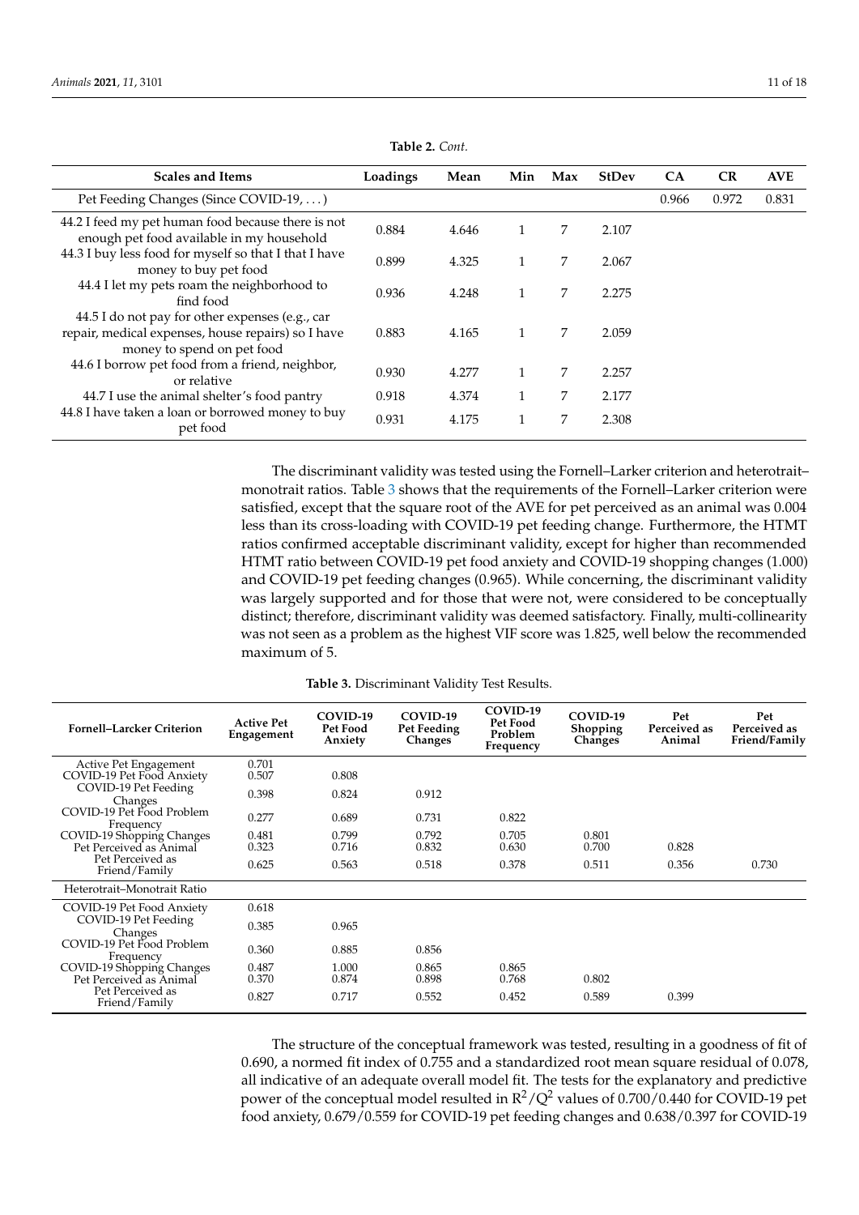**Table 2.** *Cont.*

| Scales and Items | Loadings | Mean | Min | Max | StDev | CA | CR | AVE |
|---|---|---|---|---|---|---|---|---|
| Pet Feeding Changes (Since COVID-19, …) | | | | | | 0.966 | 0.972 | 0.831 |
| 44.2 I feed my pet human food because there is not enough pet food available in my household | 0.884 | 4.646 | 1 | 7 | 2.107 | | | |
| 44.3 I buy less food for myself so that I that I have money to buy pet food | 0.899 | 4.325 | 1 | 7 | 2.067 | | | |
| 44.4 I let my pets roam the neighborhood to find food | 0.936 | 4.248 | 1 | 7 | 2.275 | | | |
| 44.5 I do not pay for other expenses (e.g., car repair, medical expenses, house repairs) so I have money to spend on pet food | 0.883 | 4.165 | 1 | 7 | 2.059 | | | |
| 44.6 I borrow pet food from a friend, neighbor, or relative | 0.930 | 4.277 | 1 | 7 | 2.257 | | | |
| 44.7 I use the animal shelter's food pantry | 0.918 | 4.374 | 1 | 7 | 2.177 | | | |
| 44.8 I have taken a loan or borrowed money to buy pet food | 0.931 | 4.175 | 1 | 7 | 2.308 | | | |

The discriminant validity was tested using the Fornell–Larker criterion and heterotrait–monotrait ratios. Table 3 shows that the requirements of the Fornell–Larker criterion were satisfied, except that the square root of the AVE for pet perceived as an animal was 0.004 less than its cross-loading with COVID-19 pet feeding change. Furthermore, the HTMT ratios confirmed acceptable discriminant validity, except for higher than recommended HTMT ratio between COVID-19 pet food anxiety and COVID-19 shopping changes (1.000) and COVID-19 pet feeding changes (0.965). While concerning, the discriminant validity was largely supported and for those that were not, were considered to be conceptually distinct; therefore, discriminant validity was deemed satisfactory. Finally, multi-collinearity was not seen as a problem as the highest VIF score was 1.825, well below the recommended maximum of 5.

**Table 3.** Discriminant Validity Test Results.

| Fornell–Larcker Criterion | Active Pet Engagement | COVID-19 Pet Food Anxiety | COVID-19 Pet Feeding Changes | COVID-19 Pet Food Problem Frequency | COVID-19 Shopping Changes | Pet Perceived as Animal | Pet Perceived as Friend/Family |
|---|---|---|---|---|---|---|---|
| Active Pet Engagement | 0.701 | | | | | | |
| COVID-19 Pet Food Anxiety | 0.507 | 0.808 | | | | | |
| COVID-19 Pet Feeding Changes | 0.398 | 0.824 | 0.912 | | | | |
| COVID-19 Pet Food Problem Frequency | 0.277 | 0.689 | 0.731 | 0.822 | | | |
| COVID-19 Shopping Changes | 0.481 | 0.799 | 0.792 | 0.705 | 0.801 | | |
| Pet Perceived as Animal | 0.323 | 0.716 | 0.832 | 0.630 | 0.700 | 0.828 | |
| Pet Perceived as Friend/Family | 0.625 | 0.563 | 0.518 | 0.378 | 0.511 | 0.356 | 0.730 |
| Heterotrait–Monotrait Ratio | | | | | | | |
| COVID-19 Pet Food Anxiety | 0.618 | | | | | | |
| COVID-19 Pet Feeding Changes | 0.385 | 0.965 | | | | | |
| COVID-19 Pet Food Problem Frequency | 0.360 | 0.885 | 0.856 | | | | |
| COVID-19 Shopping Changes | 0.487 | 1.000 | 0.865 | 0.865 | | | |
| Pet Perceived as Animal | 0.370 | 0.874 | 0.898 | 0.768 | 0.802 | | |
| Pet Perceived as Friend/Family | 0.827 | 0.717 | 0.552 | 0.452 | 0.589 | 0.399 | |

The structure of the conceptual framework was tested, resulting in a goodness of fit of 0.690, a normed fit index of 0.755 and a standardized root mean square residual of 0.078, all indicative of an adequate overall model fit. The tests for the explanatory and predictive power of the conceptual model resulted in $R^2/Q^2$ values of 0.700/0.440 for COVID-19 pet food anxiety, 0.679/0.559 for COVID-19 pet feeding changes and 0.638/0.397 for COVID-19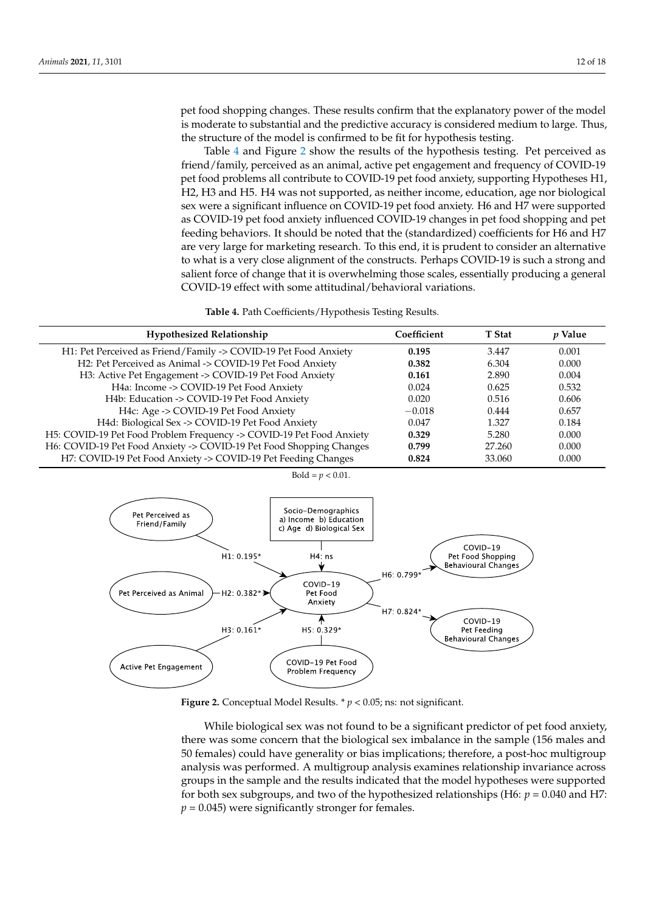pet food shopping changes. These results confirm that the explanatory power of the model is moderate to substantial and the predictive accuracy is considered medium to large. Thus, the structure of the model is confirmed to be fit for hypothesis testing.

Table 4 and Figure 2 show the results of the hypothesis testing. Pet perceived as friend/family, perceived as an animal, active pet engagement and frequency of COVID-19 pet food problems all contribute to COVID-19 pet food anxiety, supporting Hypotheses H1, H2, H3 and H5. H4 was not supported, as neither income, education, age nor biological sex were a significant influence on COVID-19 pet food anxiety. H6 and H7 were supported as COVID-19 pet food anxiety influenced COVID-19 changes in pet food shopping and pet feeding behaviors. It should be noted that the (standardized) coefficients for H6 and H7 are very large for marketing research. To this end, it is prudent to consider an alternative to what is a very close alignment of the constructs. Perhaps COVID-19 is such a strong and salient force of change that it is overwhelming those scales, essentially producing a general COVID-19 effect with some attitudinal/behavioral variations.

**Table 4.** Path Coefficients/Hypothesis Testing Results.

| Hypothesized Relationship | Coefficient | T Stat | *p* Value |
|---|---|---|---|
| H1: Pet Perceived as Friend/Family -> COVID-19 Pet Food Anxiety | **0.195** | 3.447 | 0.001 |
| H2: Pet Perceived as Animal -> COVID-19 Pet Food Anxiety | **0.382** | 6.304 | 0.000 |
| H3: Active Pet Engagement -> COVID-19 Pet Food Anxiety | **0.161** | 2.890 | 0.004 |
| H4a: Income -> COVID-19 Pet Food Anxiety | 0.024 | 0.625 | 0.532 |
| H4b: Education -> COVID-19 Pet Food Anxiety | 0.020 | 0.516 | 0.606 |
| H4c: Age -> COVID-19 Pet Food Anxiety | −0.018 | 0.444 | 0.657 |
| H4d: Biological Sex -> COVID-19 Pet Food Anxiety | 0.047 | 1.327 | 0.184 |
| H5: COVID-19 Pet Food Problem Frequency -> COVID-19 Pet Food Anxiety | **0.329** | 5.280 | 0.000 |
| H6: COVID-19 Pet Food Anxiety -> COVID-19 Pet Food Shopping Changes | **0.799** | 27.260 | 0.000 |
| H7: COVID-19 Pet Food Anxiety -> COVID-19 Pet Feeding Changes | **0.824** | 33.060 | 0.000 |

Bold = $p < 0.01$.

**Figure 2.** Conceptual Model Results. * $p < 0.05$; ns: not significant.

While biological sex was not found to be a significant predictor of pet food anxiety, there was some concern that the biological sex imbalance in the sample (156 males and 50 females) could have generality or bias implications; therefore, a post-hoc multigroup analysis was performed. A multigroup analysis examines relationship invariance across groups in the sample and the results indicated that the model hypotheses were supported for both sex subgroups, and two of the hypothesized relationships (H6: $p = 0.040$ and H7: $p = 0.045$) were significantly stronger for females.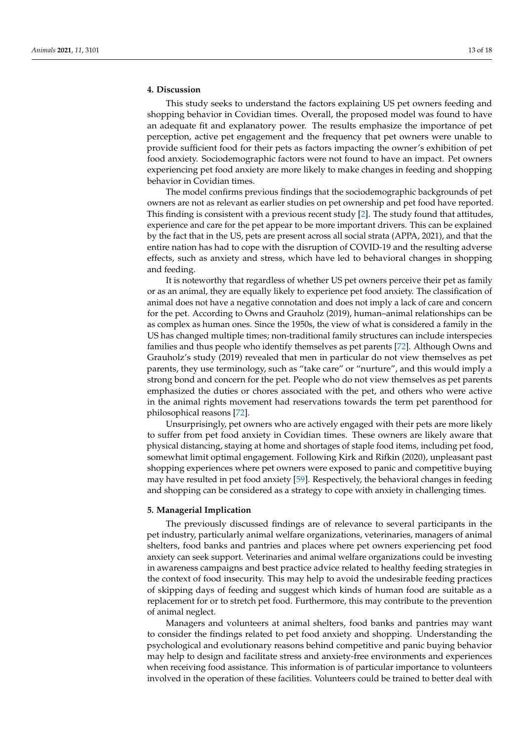## 4. Discussion

This study seeks to understand the factors explaining US pet owners feeding and shopping behavior in Covidian times. Overall, the proposed model was found to have an adequate fit and explanatory power. The results emphasize the importance of pet perception, active pet engagement and the frequency that pet owners were unable to provide sufficient food for their pets as factors impacting the owner's exhibition of pet food anxiety. Sociodemographic factors were not found to have an impact. Pet owners experiencing pet food anxiety are more likely to make changes in feeding and shopping behavior in Covidian times.

The model confirms previous findings that the sociodemographic backgrounds of pet owners are not as relevant as earlier studies on pet ownership and pet food have reported. This finding is consistent with a previous recent study [2]. The study found that attitudes, experience and care for the pet appear to be more important drivers. This can be explained by the fact that in the US, pets are present across all social strata (APPA, 2021), and that the entire nation has had to cope with the disruption of COVID-19 and the resulting adverse effects, such as anxiety and stress, which have led to behavioral changes in shopping and feeding.

It is noteworthy that regardless of whether US pet owners perceive their pet as family or as an animal, they are equally likely to experience pet food anxiety. The classification of animal does not have a negative connotation and does not imply a lack of care and concern for the pet. According to Owns and Grauholz (2019), human–animal relationships can be as complex as human ones. Since the 1950s, the view of what is considered a family in the US has changed multiple times; non-traditional family structures can include interspecies families and thus people who identify themselves as pet parents [72]. Although Owns and Grauholz's study (2019) revealed that men in particular do not view themselves as pet parents, they use terminology, such as "take care" or "nurture", and this would imply a strong bond and concern for the pet. People who do not view themselves as pet parents emphasized the duties or chores associated with the pet, and others who were active in the animal rights movement had reservations towards the term pet parenthood for philosophical reasons [72].

Unsurprisingly, pet owners who are actively engaged with their pets are more likely to suffer from pet food anxiety in Covidian times. These owners are likely aware that physical distancing, staying at home and shortages of staple food items, including pet food, somewhat limit optimal engagement. Following Kirk and Rifkin (2020), unpleasant past shopping experiences where pet owners were exposed to panic and competitive buying may have resulted in pet food anxiety [59]. Respectively, the behavioral changes in feeding and shopping can be considered as a strategy to cope with anxiety in challenging times.

## 5. Managerial Implication

The previously discussed findings are of relevance to several participants in the pet industry, particularly animal welfare organizations, veterinaries, managers of animal shelters, food banks and pantries and places where pet owners experiencing pet food anxiety can seek support. Veterinaries and animal welfare organizations could be investing in awareness campaigns and best practice advice related to healthy feeding strategies in the context of food insecurity. This may help to avoid the undesirable feeding practices of skipping days of feeding and suggest which kinds of human food are suitable as a replacement for or to stretch pet food. Furthermore, this may contribute to the prevention of animal neglect.

Managers and volunteers at animal shelters, food banks and pantries may want to consider the findings related to pet food anxiety and shopping. Understanding the psychological and evolutionary reasons behind competitive and panic buying behavior may help to design and facilitate stress and anxiety-free environments and experiences when receiving food assistance. This information is of particular importance to volunteers involved in the operation of these facilities. Volunteers could be trained to better deal with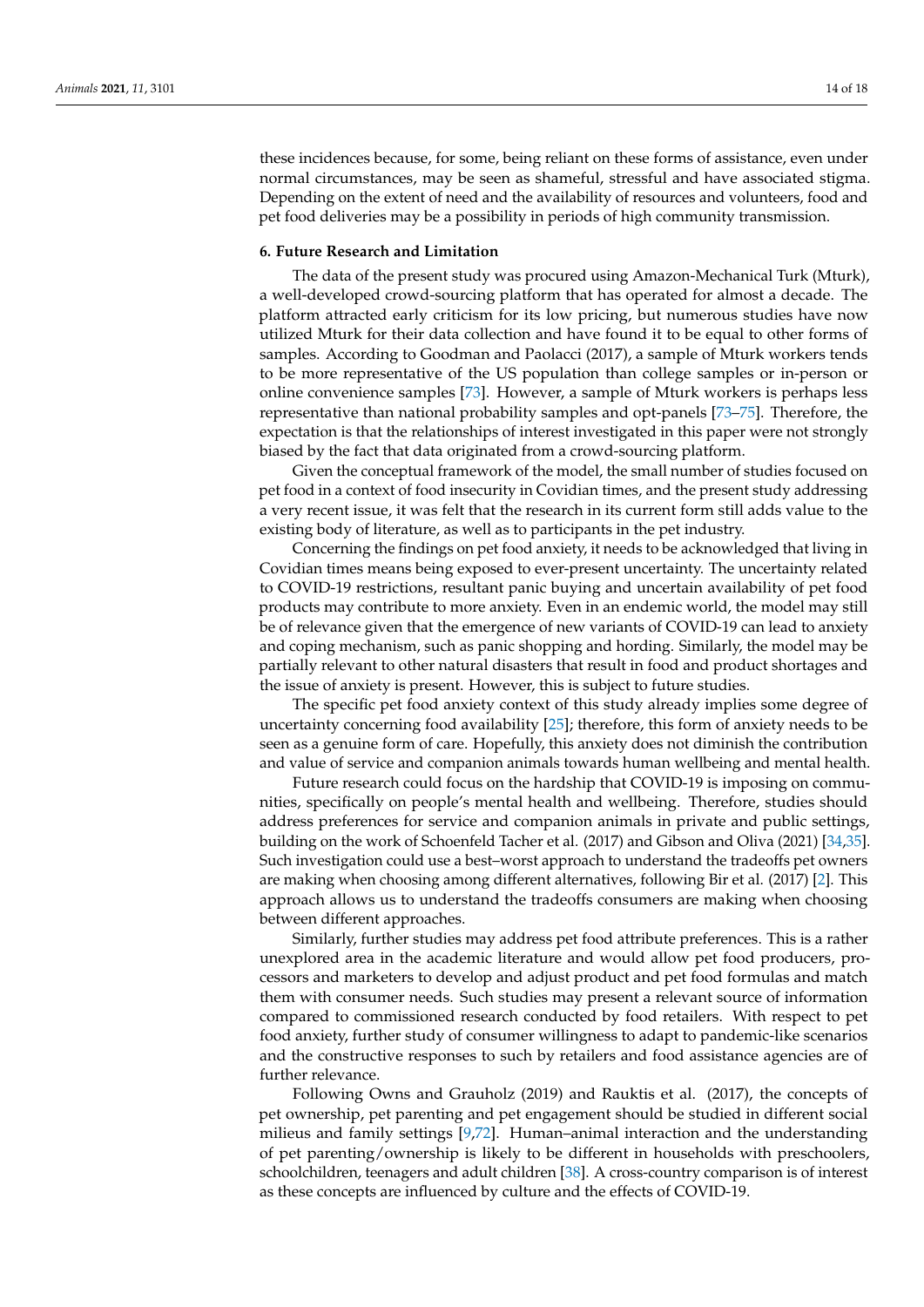these incidences because, for some, being reliant on these forms of assistance, even under normal circumstances, may be seen as shameful, stressful and have associated stigma. Depending on the extent of need and the availability of resources and volunteers, food and pet food deliveries may be a possibility in periods of high community transmission.

## 6. Future Research and Limitation

The data of the present study was procured using Amazon-Mechanical Turk (Mturk), a well-developed crowd-sourcing platform that has operated for almost a decade. The platform attracted early criticism for its low pricing, but numerous studies have now utilized Mturk for their data collection and have found it to be equal to other forms of samples. According to Goodman and Paolacci (2017), a sample of Mturk workers tends to be more representative of the US population than college samples or in-person or online convenience samples [73]. However, a sample of Mturk workers is perhaps less representative than national probability samples and opt-panels [73–75]. Therefore, the expectation is that the relationships of interest investigated in this paper were not strongly biased by the fact that data originated from a crowd-sourcing platform.

Given the conceptual framework of the model, the small number of studies focused on pet food in a context of food insecurity in Covidian times, and the present study addressing a very recent issue, it was felt that the research in its current form still adds value to the existing body of literature, as well as to participants in the pet industry.

Concerning the findings on pet food anxiety, it needs to be acknowledged that living in Covidian times means being exposed to ever-present uncertainty. The uncertainty related to COVID-19 restrictions, resultant panic buying and uncertain availability of pet food products may contribute to more anxiety. Even in an endemic world, the model may still be of relevance given that the emergence of new variants of COVID-19 can lead to anxiety and coping mechanism, such as panic shopping and hording. Similarly, the model may be partially relevant to other natural disasters that result in food and product shortages and the issue of anxiety is present. However, this is subject to future studies.

The specific pet food anxiety context of this study already implies some degree of uncertainty concerning food availability [25]; therefore, this form of anxiety needs to be seen as a genuine form of care. Hopefully, this anxiety does not diminish the contribution and value of service and companion animals towards human wellbeing and mental health.

Future research could focus on the hardship that COVID-19 is imposing on communities, specifically on people's mental health and wellbeing. Therefore, studies should address preferences for service and companion animals in private and public settings, building on the work of Schoenfeld Tacher et al. (2017) and Gibson and Oliva (2021) [34,35]. Such investigation could use a best–worst approach to understand the tradeoffs pet owners are making when choosing among different alternatives, following Bir et al. (2017) [2]. This approach allows us to understand the tradeoffs consumers are making when choosing between different approaches.

Similarly, further studies may address pet food attribute preferences. This is a rather unexplored area in the academic literature and would allow pet food producers, processors and marketers to develop and adjust product and pet food formulas and match them with consumer needs. Such studies may present a relevant source of information compared to commissioned research conducted by food retailers. With respect to pet food anxiety, further study of consumer willingness to adapt to pandemic-like scenarios and the constructive responses to such by retailers and food assistance agencies are of further relevance.

Following Owns and Grauholz (2019) and Rauktis et al. (2017), the concepts of pet ownership, pet parenting and pet engagement should be studied in different social milieus and family settings [9,72]. Human–animal interaction and the understanding of pet parenting/ownership is likely to be different in households with preschoolers, schoolchildren, teenagers and adult children [38]. A cross-country comparison is of interest as these concepts are influenced by culture and the effects of COVID-19.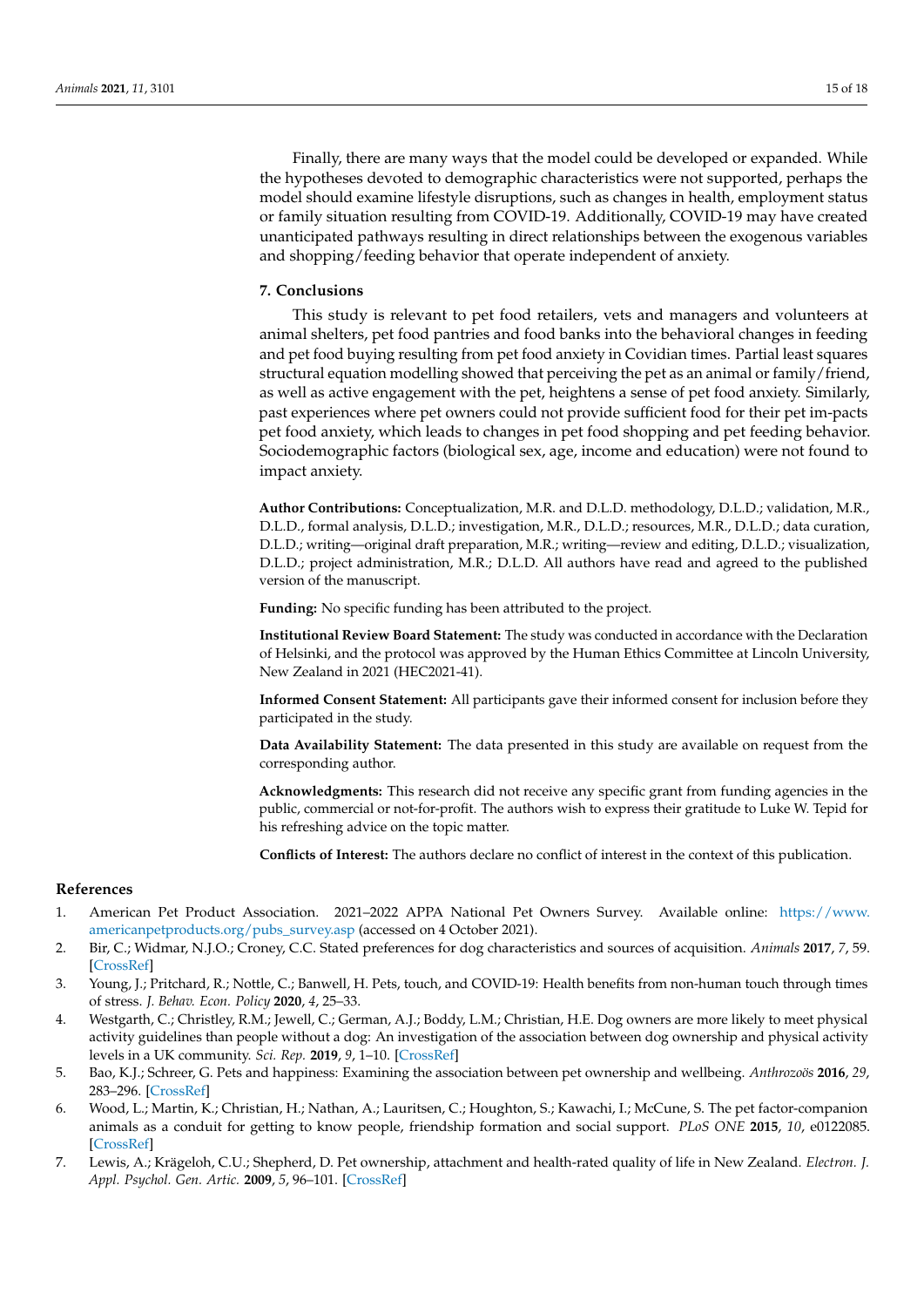Finally, there are many ways that the model could be developed or expanded. While the hypotheses devoted to demographic characteristics were not supported, perhaps the model should examine lifestyle disruptions, such as changes in health, employment status or family situation resulting from COVID-19. Additionally, COVID-19 may have created unanticipated pathways resulting in direct relationships between the exogenous variables and shopping/feeding behavior that operate independent of anxiety.

## 7. Conclusions

This study is relevant to pet food retailers, vets and managers and volunteers at animal shelters, pet food pantries and food banks into the behavioral changes in feeding and pet food buying resulting from pet food anxiety in Covidian times. Partial least squares structural equation modelling showed that perceiving the pet as an animal or family/friend, as well as active engagement with the pet, heightens a sense of pet food anxiety. Similarly, past experiences where pet owners could not provide sufficient food for their pet im-pacts pet food anxiety, which leads to changes in pet food shopping and pet feeding behavior. Sociodemographic factors (biological sex, age, income and education) were not found to impact anxiety.

**Author Contributions:** Conceptualization, M.R. and D.L.D. methodology, D.L.D.; validation, M.R., D.L.D., formal analysis, D.L.D.; investigation, M.R., D.L.D.; resources, M.R., D.L.D.; data curation, D.L.D.; writing—original draft preparation, M.R.; writing—review and editing, D.L.D.; visualization, D.L.D.; project administration, M.R.; D.L.D. All authors have read and agreed to the published version of the manuscript.

**Funding:** No specific funding has been attributed to the project.

**Institutional Review Board Statement:** The study was conducted in accordance with the Declaration of Helsinki, and the protocol was approved by the Human Ethics Committee at Lincoln University, New Zealand in 2021 (HEC2021-41).

**Informed Consent Statement:** All participants gave their informed consent for inclusion before they participated in the study.

**Data Availability Statement:** The data presented in this study are available on request from the corresponding author.

**Acknowledgments:** This research did not receive any specific grant from funding agencies in the public, commercial or not-for-profit. The authors wish to express their gratitude to Luke W. Tepid for his refreshing advice on the topic matter.

**Conflicts of Interest:** The authors declare no conflict of interest in the context of this publication.

## References

1. American Pet Product Association. 2021–2022 APPA National Pet Owners Survey. Available online: https://www.americanpetproducts.org/pubs_survey.asp (accessed on 4 October 2021).
2. Bir, C.; Widmar, N.J.O.; Croney, C.C. Stated preferences for dog characteristics and sources of acquisition. *Animals* **2017**, *7*, 59. [CrossRef]
3. Young, J.; Pritchard, R.; Nottle, C.; Banwell, H. Pets, touch, and COVID-19: Health benefits from non-human touch through times of stress. *J. Behav. Econ. Policy* **2020**, *4*, 25–33.
4. Westgarth, C.; Christley, R.M.; Jewell, C.; German, A.J.; Boddy, L.M.; Christian, H.E. Dog owners are more likely to meet physical activity guidelines than people without a dog: An investigation of the association between dog ownership and physical activity levels in a UK community. *Sci. Rep.* **2019**, *9*, 1–10. [CrossRef]
5. Bao, K.J.; Schreer, G. Pets and happiness: Examining the association between pet ownership and wellbeing. *Anthrozoös* **2016**, *29*, 283–296. [CrossRef]
6. Wood, L.; Martin, K.; Christian, H.; Nathan, A.; Lauritsen, C.; Houghton, S.; Kawachi, I.; McCune, S. The pet factor-companion animals as a conduit for getting to know people, friendship formation and social support. *PLoS ONE* **2015**, *10*, e0122085. [CrossRef]
7. Lewis, A.; Krägeloh, C.U.; Shepherd, D. Pet ownership, attachment and health-rated quality of life in New Zealand. *Electron. J. Appl. Psychol. Gen. Artic.* **2009**, *5*, 96–101. [CrossRef]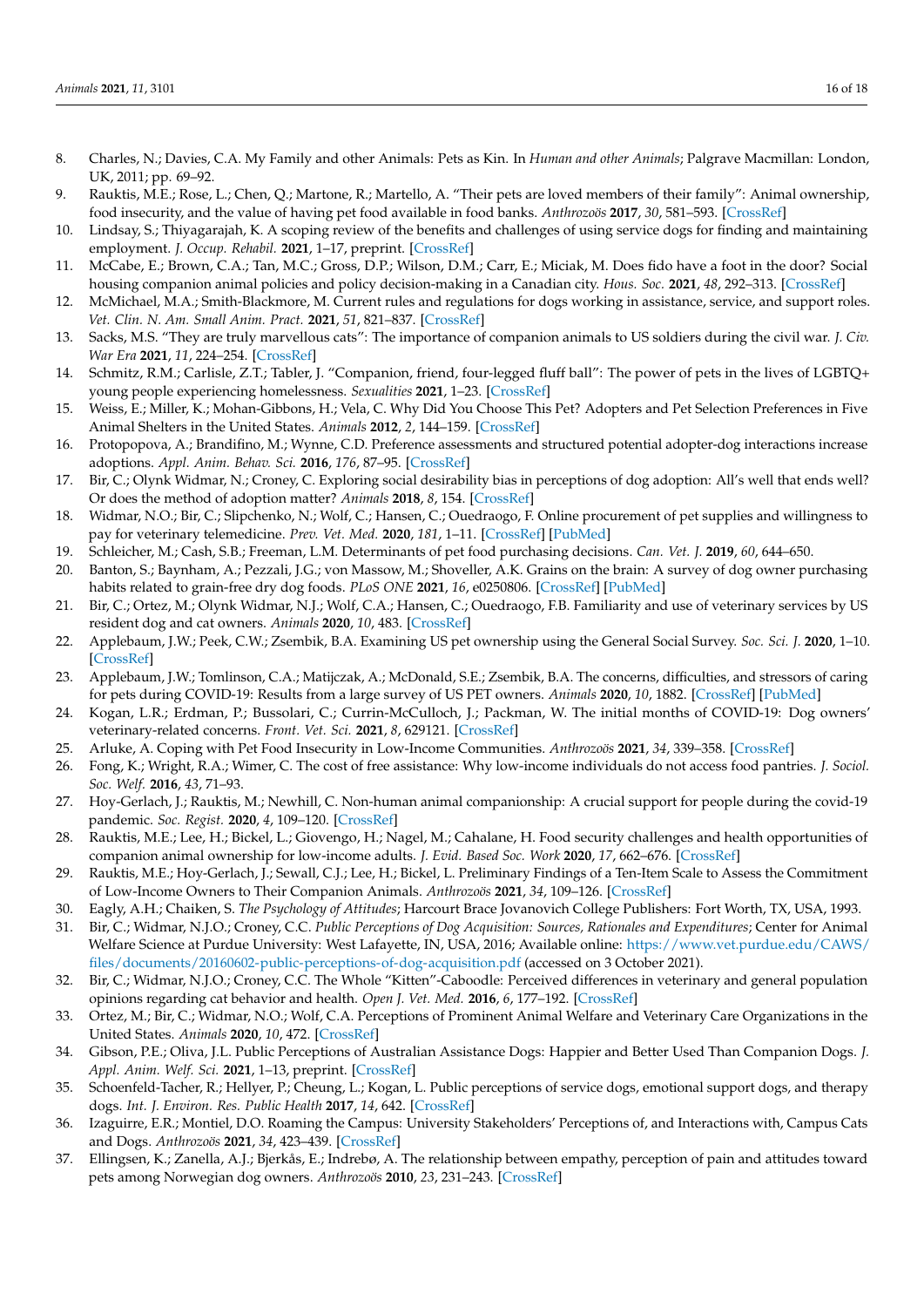8. Charles, N.; Davies, C.A. My Family and other Animals: Pets as Kin. In *Human and other Animals*; Palgrave Macmillan: London, UK, 2011; pp. 69–92.
9. Rauktis, M.E.; Rose, L.; Chen, Q.; Martone, R.; Martello, A. "Their pets are loved members of their family": Animal ownership, food insecurity, and the value of having pet food available in food banks. *Anthrozoös* **2017**, *30*, 581–593. [CrossRef]
10. Lindsay, S.; Thiyagarajah, K. A scoping review of the benefits and challenges of using service dogs for finding and maintaining employment. *J. Occup. Rehabil.* **2021**, 1–17, preprint. [CrossRef]
11. McCabe, E.; Brown, C.A.; Tan, M.C.; Gross, D.P.; Wilson, D.M.; Carr, E.; Miciak, M. Does fido have a foot in the door? Social housing companion animal policies and policy decision-making in a Canadian city. *Hous. Soc.* **2021**, *48*, 292–313. [CrossRef]
12. McMichael, M.A.; Smith-Blackmore, M. Current rules and regulations for dogs working in assistance, service, and support roles. *Vet. Clin. N. Am. Small Anim. Pract.* **2021**, *51*, 821–837. [CrossRef]
13. Sacks, M.S. "They are truly marvellous cats": The importance of companion animals to US soldiers during the civil war. *J. Civ. War Era* **2021**, *11*, 224–254. [CrossRef]
14. Schmitz, R.M.; Carlisle, Z.T.; Tabler, J. "Companion, friend, four-legged fluff ball": The power of pets in the lives of LGBTQ+ young people experiencing homelessness. *Sexualities* **2021**, 1–23. [CrossRef]
15. Weiss, E.; Miller, K.; Mohan-Gibbons, H.; Vela, C. Why Did You Choose This Pet? Adopters and Pet Selection Preferences in Five Animal Shelters in the United States. *Animals* **2012**, *2*, 144–159. [CrossRef]
16. Protopopova, A.; Brandifino, M.; Wynne, C.D. Preference assessments and structured potential adopter-dog interactions increase adoptions. *Appl. Anim. Behav. Sci.* **2016**, *176*, 87–95. [CrossRef]
17. Bir, C.; Olynk Widmar, N.; Croney, C. Exploring social desirability bias in perceptions of dog adoption: All's well that ends well? Or does the method of adoption matter? *Animals* **2018**, *8*, 154. [CrossRef]
18. Widmar, N.O.; Bir, C.; Slipchenko, N.; Wolf, C.; Hansen, C.; Ouedraogo, F. Online procurement of pet supplies and willingness to pay for veterinary telemedicine. *Prev. Vet. Med.* **2020**, *181*, 1–11. [CrossRef] [PubMed]
19. Schleicher, M.; Cash, S.B.; Freeman, L.M. Determinants of pet food purchasing decisions. *Can. Vet. J.* **2019**, *60*, 644–650.
20. Banton, S.; Baynham, A.; Pezzali, J.G.; von Massow, M.; Shoveller, A.K. Grains on the brain: A survey of dog owner purchasing habits related to grain-free dry dog foods. *PLoS ONE* **2021**, *16*, e0250806. [CrossRef] [PubMed]
21. Bir, C.; Ortez, M.; Olynk Widmar, N.J.; Wolf, C.A.; Hansen, C.; Ouedraogo, F.B. Familiarity and use of veterinary services by US resident dog and cat owners. *Animals* **2020**, *10*, 483. [CrossRef]
22. Applebaum, J.W.; Peek, C.W.; Zsembik, B.A. Examining US pet ownership using the General Social Survey. *Soc. Sci. J.* **2020**, 1–10. [CrossRef]
23. Applebaum, J.W.; Tomlinson, C.A.; Matijczak, A.; McDonald, S.E.; Zsembik, B.A. The concerns, difficulties, and stressors of caring for pets during COVID-19: Results from a large survey of US PET owners. *Animals* **2020**, *10*, 1882. [CrossRef] [PubMed]
24. Kogan, L.R.; Erdman, P.; Bussolari, C.; Currin-McCulloch, J.; Packman, W. The initial months of COVID-19: Dog owners' veterinary-related concerns. *Front. Vet. Sci.* **2021**, *8*, 629121. [CrossRef]
25. Arluke, A. Coping with Pet Food Insecurity in Low-Income Communities. *Anthrozoös* **2021**, *34*, 339–358. [CrossRef]
26. Fong, K.; Wright, R.A.; Wimer, C. The cost of free assistance: Why low-income individuals do not access food pantries. *J. Sociol. Soc. Welf.* **2016**, *43*, 71–93.
27. Hoy-Gerlach, J.; Rauktis, M.; Newhill, C. Non-human animal companionship: A crucial support for people during the covid-19 pandemic. *Soc. Regist.* **2020**, *4*, 109–120. [CrossRef]
28. Rauktis, M.E.; Lee, H.; Bickel, L.; Giovengo, H.; Nagel, M.; Cahalane, H. Food security challenges and health opportunities of companion animal ownership for low-income adults. *J. Evid. Based Soc. Work* **2020**, *17*, 662–676. [CrossRef]
29. Rauktis, M.E.; Hoy-Gerlach, J.; Sewall, C.J.; Lee, H.; Bickel, L. Preliminary Findings of a Ten-Item Scale to Assess the Commitment of Low-Income Owners to Their Companion Animals. *Anthrozoös* **2021**, *34*, 109–126. [CrossRef]
30. Eagly, A.H.; Chaiken, S. *The Psychology of Attitudes*; Harcourt Brace Jovanovich College Publishers: Fort Worth, TX, USA, 1993.
31. Bir, C.; Widmar, N.J.O.; Croney, C.C. *Public Perceptions of Dog Acquisition: Sources, Rationales and Expenditures*; Center for Animal Welfare Science at Purdue University: West Lafayette, IN, USA, 2016; Available online: https://www.vet.purdue.edu/CAWS/files/documents/20160602-public-perceptions-of-dog-acquisition.pdf (accessed on 3 October 2021).
32. Bir, C.; Widmar, N.J.O.; Croney, C.C. The Whole "Kitten"-Caboodle: Perceived differences in veterinary and general population opinions regarding cat behavior and health. *Open J. Vet. Med.* **2016**, *6*, 177–192. [CrossRef]
33. Ortez, M.; Bir, C.; Widmar, N.O.; Wolf, C.A. Perceptions of Prominent Animal Welfare and Veterinary Care Organizations in the United States. *Animals* **2020**, *10*, 472. [CrossRef]
34. Gibson, P.E.; Oliva, J.L. Public Perceptions of Australian Assistance Dogs: Happier and Better Used Than Companion Dogs. *J. Appl. Anim. Welf. Sci.* **2021**, 1–13, preprint. [CrossRef]
35. Schoenfeld-Tacher, R.; Hellyer, P.; Cheung, L.; Kogan, L. Public perceptions of service dogs, emotional support dogs, and therapy dogs. *Int. J. Environ. Res. Public Health* **2017**, *14*, 642. [CrossRef]
36. Izaguirre, E.R.; Montiel, D.O. Roaming the Campus: University Stakeholders' Perceptions of, and Interactions with, Campus Cats and Dogs. *Anthrozoös* **2021**, *34*, 423–439. [CrossRef]
37. Ellingsen, K.; Zanella, A.J.; Bjerkås, E.; Indrebø, A. The relationship between empathy, perception of pain and attitudes toward pets among Norwegian dog owners. *Anthrozoös* **2010**, *23*, 231–243. [CrossRef]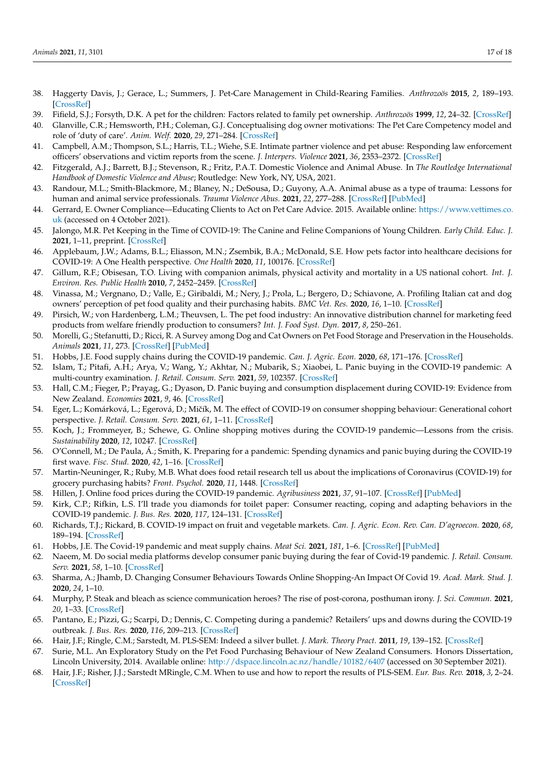38. Haggerty Davis, J.; Gerace, L.; Summers, J. Pet-Care Management in Child-Rearing Families. *Anthrozoös* **2015**, *2*, 189–193. [CrossRef]
39. Fifield, S.J.; Forsyth, D.K. A pet for the children: Factors related to family pet ownership. *Anthrozoös* **1999**, *12*, 24–32. [CrossRef]
40. Glanville, C.R.; Hemsworth, P.H.; Coleman, G.J. Conceptualising dog owner motivations: The Pet Care Competency model and role of 'duty of care'. *Anim. Welf.* **2020**, *29*, 271–284. [CrossRef]
41. Campbell, A.M.; Thompson, S.L.; Harris, T.L.; Wiehe, S.E. Intimate partner violence and pet abuse: Responding law enforcement officers' observations and victim reports from the scene. *J. Interpers. Violence* **2021**, *36*, 2353–2372. [CrossRef]
42. Fitzgerald, A.J.; Barrett, B.J.; Stevenson, R.; Fritz, P.A.T. Domestic Violence and Animal Abuse. In *The Routledge International Handbook of Domestic Violence and Abuse*; Routledge: New York, NY, USA, 2021.
43. Randour, M.L.; Smith-Blackmore, M.; Blaney, N.; DeSousa, D.; Guyony, A.A. Animal abuse as a type of trauma: Lessons for human and animal service professionals. *Trauma Violence Abus.* **2021**, *22*, 277–288. [CrossRef] [PubMed]
44. Gerrard, E. Owner Compliance—Educating Clients to Act on Pet Care Advice. 2015. Available online: https://www.vettimes.co.uk (accessed on 4 October 2021).
45. Jalongo, M.R. Pet Keeping in the Time of COVID-19: The Canine and Feline Companions of Young Children. *Early Child. Educ. J.* **2021**, 1–11, preprint. [CrossRef]
46. Applebaum, J.W.; Adams, B.L.; Eliasson, M.N.; Zsembik, B.A.; McDonald, S.E. How pets factor into healthcare decisions for COVID-19: A One Health perspective. *One Health* **2020**, *11*, 100176. [CrossRef]
47. Gillum, R.F.; Obisesan, T.O. Living with companion animals, physical activity and mortality in a US national cohort. *Int. J. Environ. Res. Public Health* **2010**, *7*, 2452–2459. [CrossRef]
48. Vinassa, M.; Vergnano, D.; Valle, E.; Giribaldi, M.; Nery, J.; Prola, L.; Bergero, D.; Schiavone, A. Profiling Italian cat and dog owners' perception of pet food quality and their purchasing habits. *BMC Vet. Res.* **2020**, *16*, 1–10. [CrossRef]
49. Pirsich, W.; von Hardenberg, L.M.; Theuvsen, L. The pet food industry: An innovative distribution channel for marketing feed products from welfare friendly production to consumers? *Int. J. Food Syst. Dyn.* **2017**, *8*, 250–261.
50. Morelli, G.; Stefanutti, D.; Ricci, R. A Survey among Dog and Cat Owners on Pet Food Storage and Preservation in the Households. *Animals* **2021**, *11*, 273. [CrossRef] [PubMed]
51. Hobbs, J.E. Food supply chains during the COVID-19 pandemic. *Can. J. Agric. Econ.* **2020**, *68*, 171–176. [CrossRef]
52. Islam, T.; Pitafi, A.H.; Arya, V.; Wang, Y.; Akhtar, N.; Mubarik, S.; Xiaobei, L. Panic buying in the COVID-19 pandemic: A multi-country examination. *J. Retail. Consum. Serv.* **2021**, *59*, 102357. [CrossRef]
53. Hall, C.M.; Fieger, P.; Prayag, G.; Dyason, D. Panic buying and consumption displacement during COVID-19: Evidence from New Zealand. *Economies* **2021**, *9*, 46. [CrossRef]
54. Eger, L.; Komárková, L.; Egerová, D.; Mičík, M. The effect of COVID-19 on consumer shopping behaviour: Generational cohort perspective. *J. Retail. Consum. Serv.* **2021**, *61*, 1–11. [CrossRef]
55. Koch, J.; Frommeyer, B.; Schewe, G. Online shopping motives during the COVID-19 pandemic—Lessons from the crisis. *Sustainability* **2020**, *12*, 10247. [CrossRef]
56. O'Connell, M.; De Paula, Á.; Smith, K. Preparing for a pandemic: Spending dynamics and panic buying during the COVID-19 first wave. *Fisc. Stud.* **2020**, *42*, 1–16. [CrossRef]
57. Martin-Neuninger, R.; Ruby, M.B. What does food retail research tell us about the implications of Coronavirus (COVID-19) for grocery purchasing habits? *Front. Psychol.* **2020**, *11*, 1448. [CrossRef]
58. Hillen, J. Online food prices during the COVID-19 pandemic. *Agribusiness* **2021**, *37*, 91–107. [CrossRef] [PubMed]
59. Kirk, C.P.; Rifkin, L.S. I'll trade you diamonds for toilet paper: Consumer reacting, coping and adapting behaviors in the COVID-19 pandemic. *J. Bus. Res.* **2020**, *117*, 124–131. [CrossRef]
60. Richards, T.J.; Rickard, B. COVID-19 impact on fruit and vegetable markets. *Can. J. Agric. Econ. Rev. Can. D'agroecon.* **2020**, *68*, 189–194. [CrossRef]
61. Hobbs, J.E. The Covid-19 pandemic and meat supply chains. *Meat Sci.* **2021**, *181*, 1–6. [CrossRef] [PubMed]
62. Naeem, M. Do social media platforms develop consumer panic buying during the fear of Covid-19 pandemic. *J. Retail. Consum. Serv.* **2021**, *58*, 1–10. [CrossRef]
63. Sharma, A.; Jhamb, D. Changing Consumer Behaviours Towards Online Shopping-An Impact Of Covid 19. *Acad. Mark. Stud. J.* **2020**, *24*, 1–10.
64. Murphy, P. Steak and bleach as science communication heroes? The rise of post-corona, posthuman irony. *J. Sci. Commun.* **2021**, *20*, 1–33. [CrossRef]
65. Pantano, E.; Pizzi, G.; Scarpi, D.; Dennis, C. Competing during a pandemic? Retailers' ups and downs during the COVID-19 outbreak. *J. Bus. Res.* **2020**, *116*, 209–213. [CrossRef]
66. Hair, J.F.; Ringle, C.M.; Sarstedt, M. PLS-SEM: Indeed a silver bullet. *J. Mark. Theory Pract.* **2011**, *19*, 139–152. [CrossRef]
67. Surie, M.L. An Exploratory Study on the Pet Food Purchasing Behaviour of New Zealand Consumers. Honors Dissertation, Lincoln University, 2014. Available online: http://dspace.lincoln.ac.nz/handle/10182/6407 (accessed on 30 September 2021).
68. Hair, J.F.; Risher, J.J.; Sarstedt MRingle, C.M. When to use and how to report the results of PLS-SEM. *Eur. Bus. Rev.* **2018**, *3*, 2–24. [CrossRef]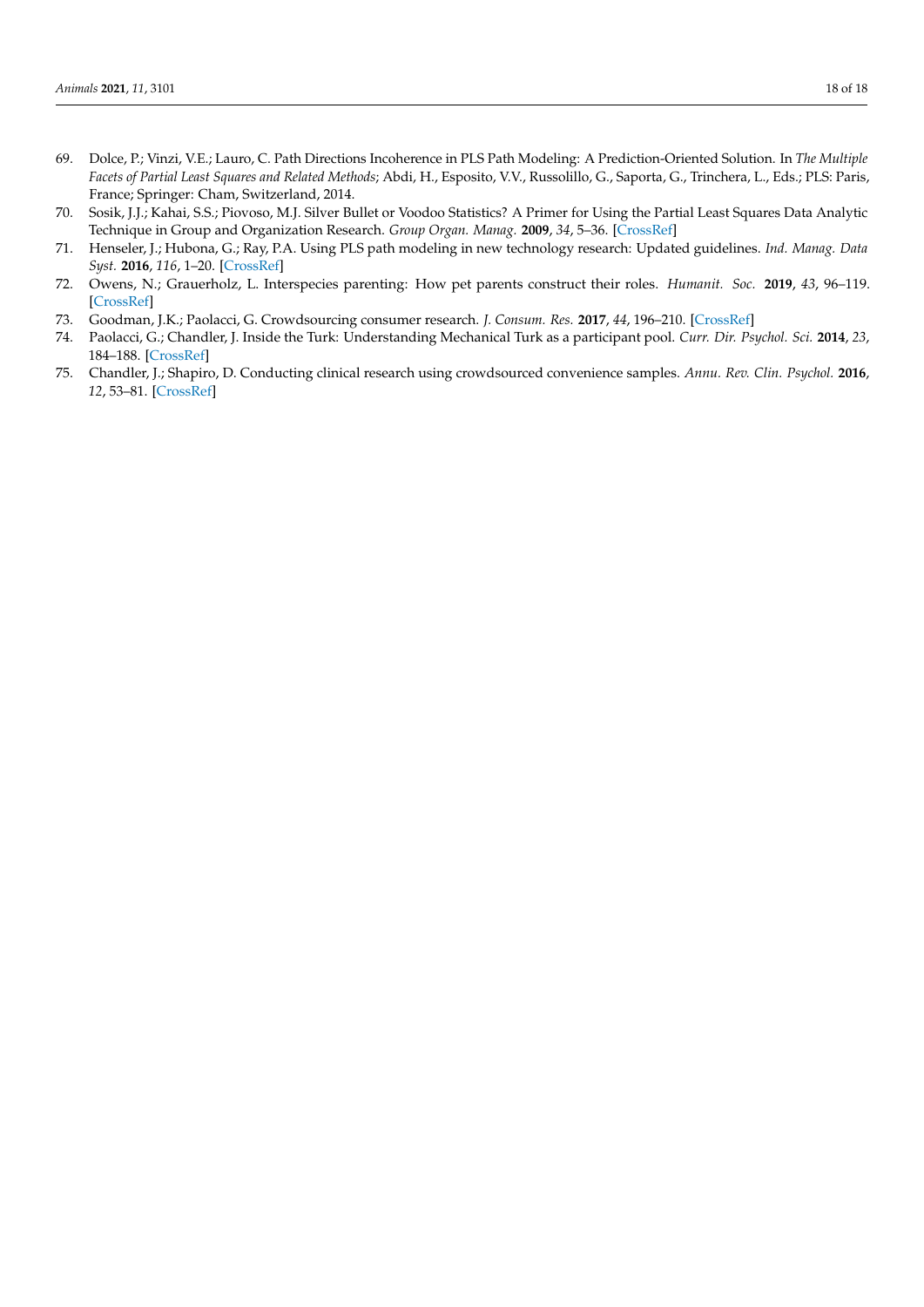69. Dolce, P.; Vinzi, V.E.; Lauro, C. Path Directions Incoherence in PLS Path Modeling: A Prediction-Oriented Solution. In *The Multiple Facets of Partial Least Squares and Related Methods*; Abdi, H., Esposito, V.V., Russolillo, G., Saporta, G., Trinchera, L., Eds.; PLS: Paris, France; Springer: Cham, Switzerland, 2014.
70. Sosik, J.J.; Kahai, S.S.; Piovoso, M.J. Silver Bullet or Voodoo Statistics? A Primer for Using the Partial Least Squares Data Analytic Technique in Group and Organization Research. *Group Organ. Manag.* **2009**, *34*, 5–36. [CrossRef]
71. Henseler, J.; Hubona, G.; Ray, P.A. Using PLS path modeling in new technology research: Updated guidelines. *Ind. Manag. Data Syst.* **2016**, *116*, 1–20. [CrossRef]
72. Owens, N.; Grauerholz, L. Interspecies parenting: How pet parents construct their roles. *Humanit. Soc.* **2019**, *43*, 96–119. [CrossRef]
73. Goodman, J.K.; Paolacci, G. Crowdsourcing consumer research. *J. Consum. Res.* **2017**, *44*, 196–210. [CrossRef]
74. Paolacci, G.; Chandler, J. Inside the Turk: Understanding Mechanical Turk as a participant pool. *Curr. Dir. Psychol. Sci.* **2014**, *23*, 184–188. [CrossRef]
75. Chandler, J.; Shapiro, D. Conducting clinical research using crowdsourced convenience samples. *Annu. Rev. Clin. Psychol.* **2016**, *12*, 53–81. [CrossRef]